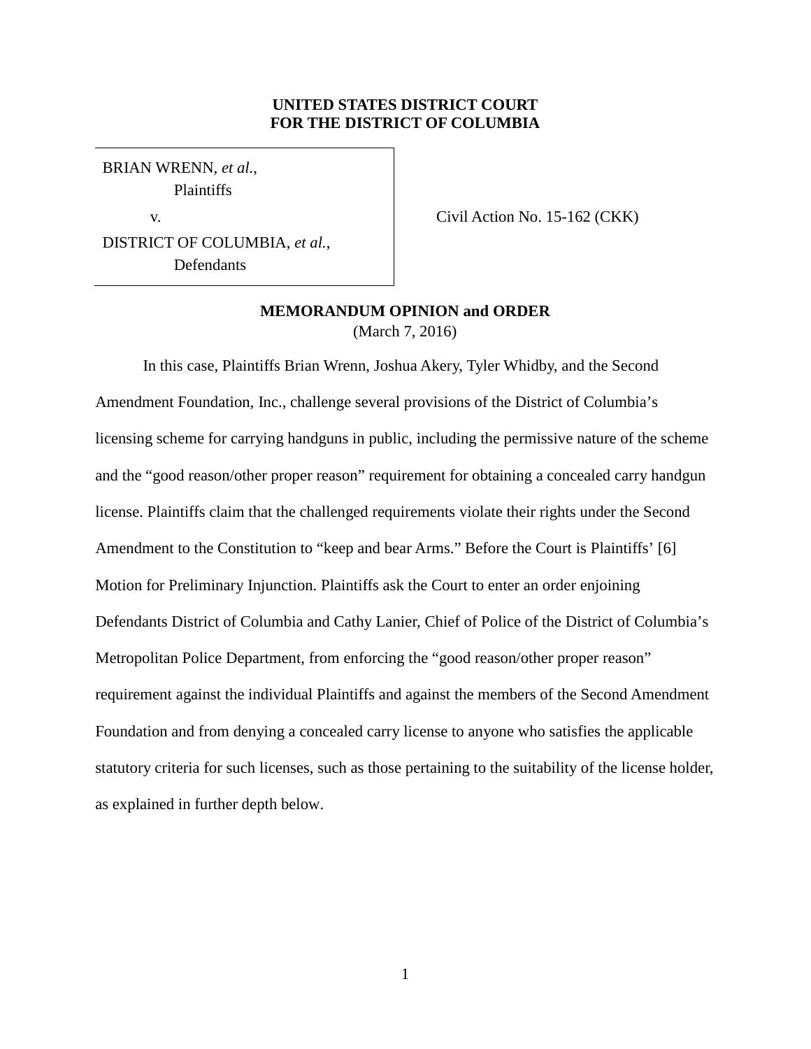**UNITED STATES DISTRICT COURT**
**FOR THE DISTRICT OF COLUMBIA**

BRIAN WRENN, *et al.*,
Plaintiffs

v.

DISTRICT OF COLUMBIA, *et al.*,
Defendants

Civil Action No. 15-162 (CKK)

**MEMORANDUM OPINION and ORDER**
(March 7, 2016)

In this case, Plaintiffs Brian Wrenn, Joshua Akery, Tyler Whidby, and the Second Amendment Foundation, Inc., challenge several provisions of the District of Columbia's licensing scheme for carrying handguns in public, including the permissive nature of the scheme and the "good reason/other proper reason" requirement for obtaining a concealed carry handgun license. Plaintiffs claim that the challenged requirements violate their rights under the Second Amendment to the Constitution to "keep and bear Arms." Before the Court is Plaintiffs' [6] Motion for Preliminary Injunction. Plaintiffs ask the Court to enter an order enjoining Defendants District of Columbia and Cathy Lanier, Chief of Police of the District of Columbia's Metropolitan Police Department, from enforcing the "good reason/other proper reason" requirement against the individual Plaintiffs and against the members of the Second Amendment Foundation and from denying a concealed carry license to anyone who satisfies the applicable statutory criteria for such licenses, such as those pertaining to the suitability of the license holder, as explained in further depth below.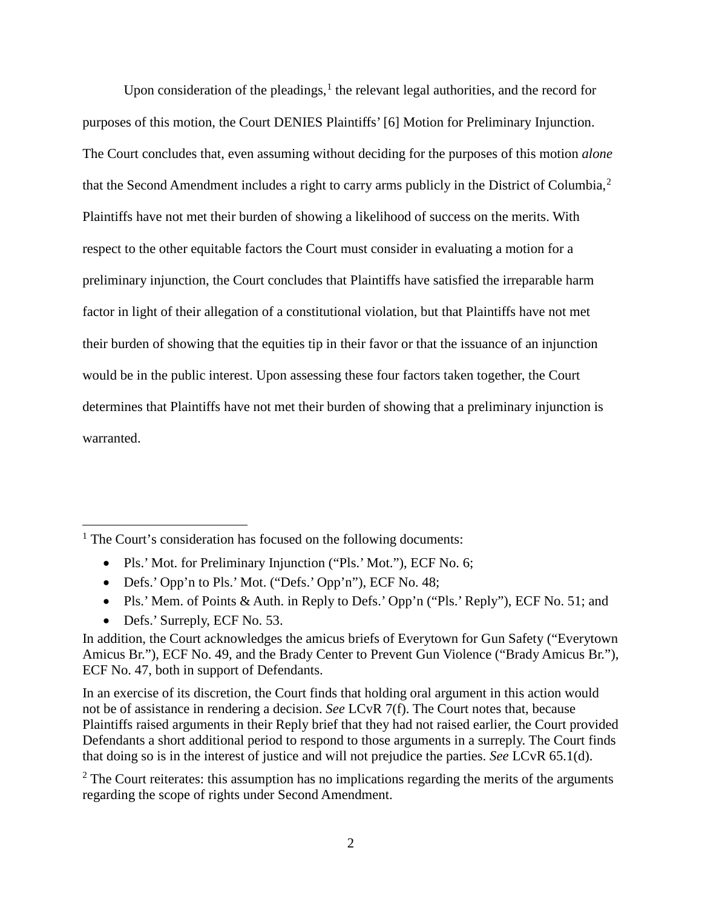Upon consideration of the pleadings,[1] the relevant legal authorities, and the record for purposes of this motion, the Court DENIES Plaintiffs' [6] Motion for Preliminary Injunction. The Court concludes that, even assuming without deciding for the purposes of this motion *alone* that the Second Amendment includes a right to carry arms publicly in the District of Columbia,[2] Plaintiffs have not met their burden of showing a likelihood of success on the merits. With respect to the other equitable factors the Court must consider in evaluating a motion for a preliminary injunction, the Court concludes that Plaintiffs have satisfied the irreparable harm factor in light of their allegation of a constitutional violation, but that Plaintiffs have not met their burden of showing that the equities tip in their favor or that the issuance of an injunction would be in the public interest. Upon assessing these four factors taken together, the Court determines that Plaintiffs have not met their burden of showing that a preliminary injunction is warranted.

---

[1] The Court's consideration has focused on the following documents:

- Pls.' Mot. for Preliminary Injunction ("Pls.' Mot."), ECF No. 6;
- Defs.' Opp'n to Pls.' Mot. ("Defs.' Opp'n"), ECF No. 48;
- Pls.' Mem. of Points & Auth. in Reply to Defs.' Opp'n ("Pls.' Reply"), ECF No. 51; and
- Defs.' Surreply, ECF No. 53.

In addition, the Court acknowledges the amicus briefs of Everytown for Gun Safety ("Everytown Amicus Br."), ECF No. 49, and the Brady Center to Prevent Gun Violence ("Brady Amicus Br."), ECF No. 47, both in support of Defendants.

In an exercise of its discretion, the Court finds that holding oral argument in this action would not be of assistance in rendering a decision. *See* LCvR 7(f). The Court notes that, because Plaintiffs raised arguments in their Reply brief that they had not raised earlier, the Court provided Defendants a short additional period to respond to those arguments in a surreply. The Court finds that doing so is in the interest of justice and will not prejudice the parties. *See* LCvR 65.1(d).

[2] The Court reiterates: this assumption has no implications regarding the merits of the arguments regarding the scope of rights under Second Amendment.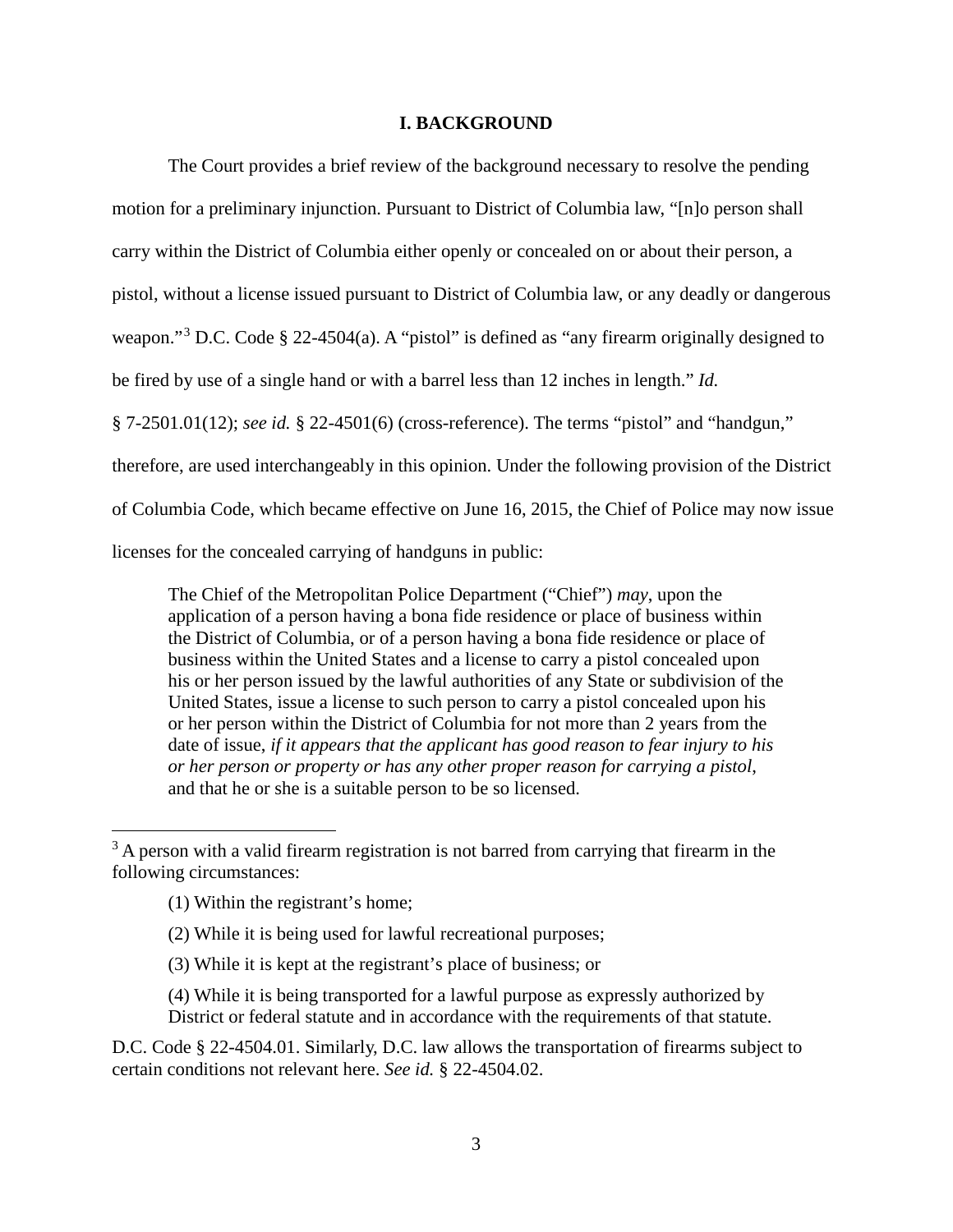## I. BACKGROUND

The Court provides a brief review of the background necessary to resolve the pending motion for a preliminary injunction. Pursuant to District of Columbia law, "[n]o person shall carry within the District of Columbia either openly or concealed on or about their person, a pistol, without a license issued pursuant to District of Columbia law, or any deadly or dangerous weapon."[3] D.C. Code § 22-4504(a). A "pistol" is defined as "any firearm originally designed to be fired by use of a single hand or with a barrel less than 12 inches in length." *Id.* § 7-2501.01(12); *see id.* § 22-4501(6) (cross-reference). The terms "pistol" and "handgun," therefore, are used interchangeably in this opinion. Under the following provision of the District of Columbia Code, which became effective on June 16, 2015, the Chief of Police may now issue licenses for the concealed carrying of handguns in public:

> The Chief of the Metropolitan Police Department ("Chief") *may*, upon the application of a person having a bona fide residence or place of business within the District of Columbia, or of a person having a bona fide residence or place of business within the United States and a license to carry a pistol concealed upon his or her person issued by the lawful authorities of any State or subdivision of the United States, issue a license to such person to carry a pistol concealed upon his or her person within the District of Columbia for not more than 2 years from the date of issue, *if it appears that the applicant has good reason to fear injury to his or her person or property or has any other proper reason for carrying a pistol*, and that he or she is a suitable person to be so licensed.

---

[3] A person with a valid firearm registration is not barred from carrying that firearm in the following circumstances:

> (1) Within the registrant's home;
>
> (2) While it is being used for lawful recreational purposes;
>
> (3) While it is kept at the registrant's place of business; or
>
> (4) While it is being transported for a lawful purpose as expressly authorized by District or federal statute and in accordance with the requirements of that statute.

D.C. Code § 22-4504.01. Similarly, D.C. law allows the transportation of firearms subject to certain conditions not relevant here. *See id.* § 22-4504.02.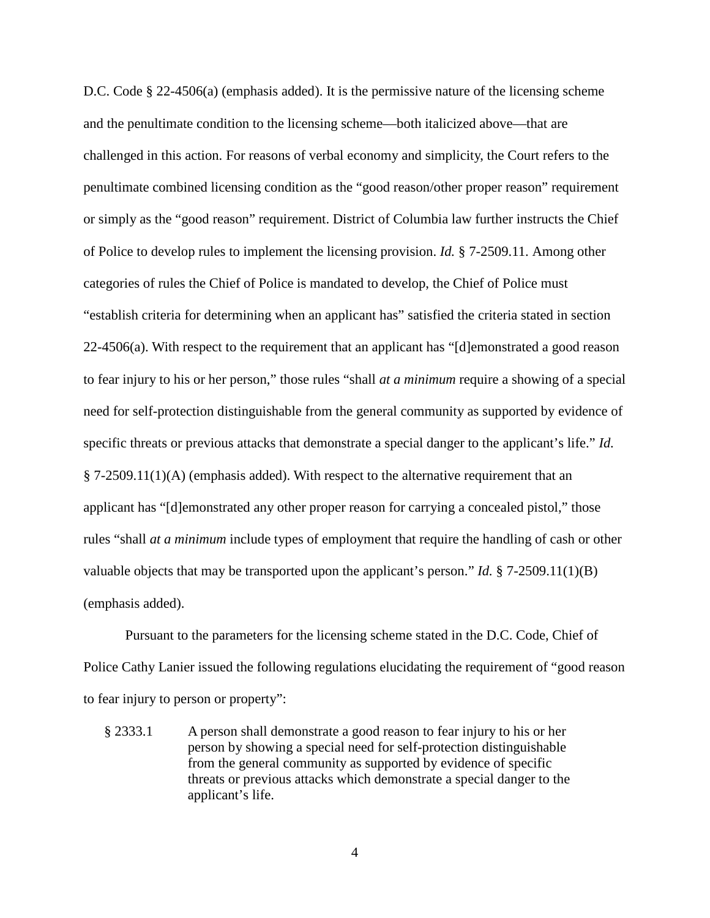D.C. Code § 22-4506(a) (emphasis added). It is the permissive nature of the licensing scheme and the penultimate condition to the licensing scheme—both italicized above—that are challenged in this action. For reasons of verbal economy and simplicity, the Court refers to the penultimate combined licensing condition as the "good reason/other proper reason" requirement or simply as the "good reason" requirement. District of Columbia law further instructs the Chief of Police to develop rules to implement the licensing provision. *Id.* § 7-2509.11. Among other categories of rules the Chief of Police is mandated to develop, the Chief of Police must "establish criteria for determining when an applicant has" satisfied the criteria stated in section 22-4506(a). With respect to the requirement that an applicant has "[d]emonstrated a good reason to fear injury to his or her person," those rules "shall *at a minimum* require a showing of a special need for self-protection distinguishable from the general community as supported by evidence of specific threats or previous attacks that demonstrate a special danger to the applicant's life." *Id.* § 7-2509.11(1)(A) (emphasis added). With respect to the alternative requirement that an applicant has "[d]emonstrated any other proper reason for carrying a concealed pistol," those rules "shall *at a minimum* include types of employment that require the handling of cash or other valuable objects that may be transported upon the applicant's person." *Id.* § 7-2509.11(1)(B) (emphasis added).

Pursuant to the parameters for the licensing scheme stated in the D.C. Code, Chief of Police Cathy Lanier issued the following regulations elucidating the requirement of "good reason to fear injury to person or property":

> § 2333.1 A person shall demonstrate a good reason to fear injury to his or her person by showing a special need for self-protection distinguishable from the general community as supported by evidence of specific threats or previous attacks which demonstrate a special danger to the applicant's life.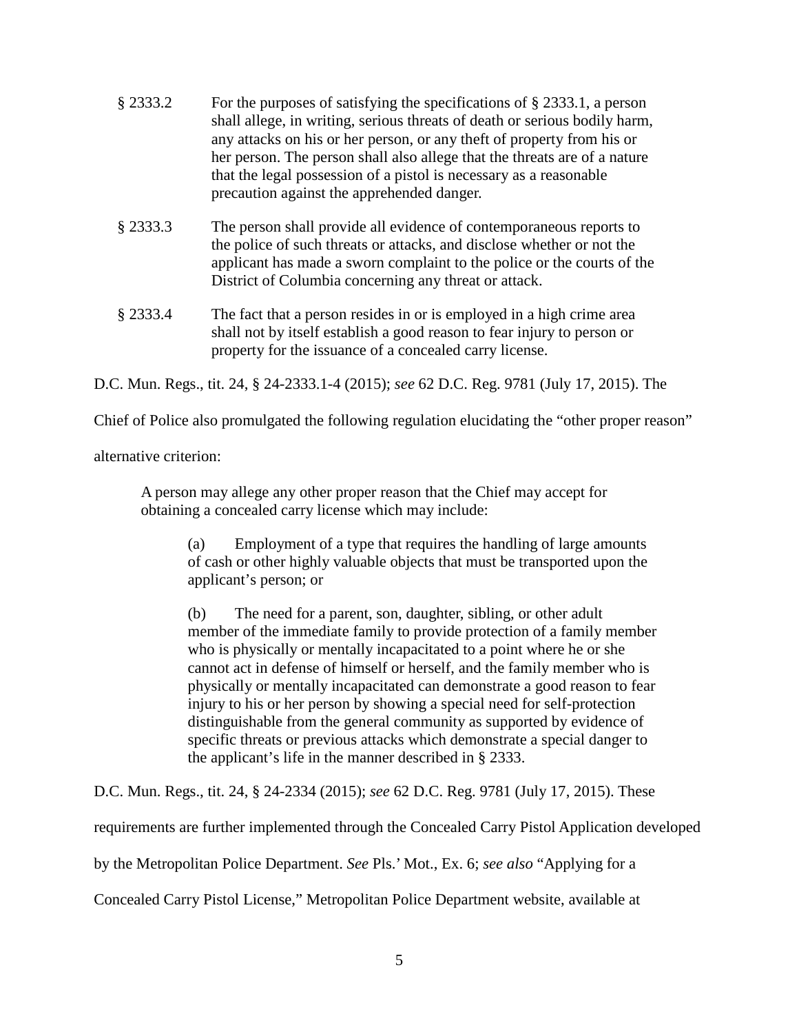§ 2333.2 For the purposes of satisfying the specifications of § 2333.1, a person shall allege, in writing, serious threats of death or serious bodily harm, any attacks on his or her person, or any theft of property from his or her person. The person shall also allege that the threats are of a nature that the legal possession of a pistol is necessary as a reasonable precaution against the apprehended danger.

§ 2333.3 The person shall provide all evidence of contemporaneous reports to the police of such threats or attacks, and disclose whether or not the applicant has made a sworn complaint to the police or the courts of the District of Columbia concerning any threat or attack.

§ 2333.4 The fact that a person resides in or is employed in a high crime area shall not by itself establish a good reason to fear injury to person or property for the issuance of a concealed carry license.

D.C. Mun. Regs., tit. 24, § 24-2333.1-4 (2015); *see* 62 D.C. Reg. 9781 (July 17, 2015). The Chief of Police also promulgated the following regulation elucidating the "other proper reason" alternative criterion:

> A person may allege any other proper reason that the Chief may accept for obtaining a concealed carry license which may include:
>
> > (a) Employment of a type that requires the handling of large amounts of cash or other highly valuable objects that must be transported upon the applicant's person; or
> >
> > (b) The need for a parent, son, daughter, sibling, or other adult member of the immediate family to provide protection of a family member who is physically or mentally incapacitated to a point where he or she cannot act in defense of himself or herself, and the family member who is physically or mentally incapacitated can demonstrate a good reason to fear injury to his or her person by showing a special need for self-protection distinguishable from the general community as supported by evidence of specific threats or previous attacks which demonstrate a special danger to the applicant's life in the manner described in § 2333.

D.C. Mun. Regs., tit. 24, § 24-2334 (2015); *see* 62 D.C. Reg. 9781 (July 17, 2015). These requirements are further implemented through the Concealed Carry Pistol Application developed by the Metropolitan Police Department. *See* Pls.' Mot., Ex. 6; *see also* "Applying for a Concealed Carry Pistol License," Metropolitan Police Department website, available at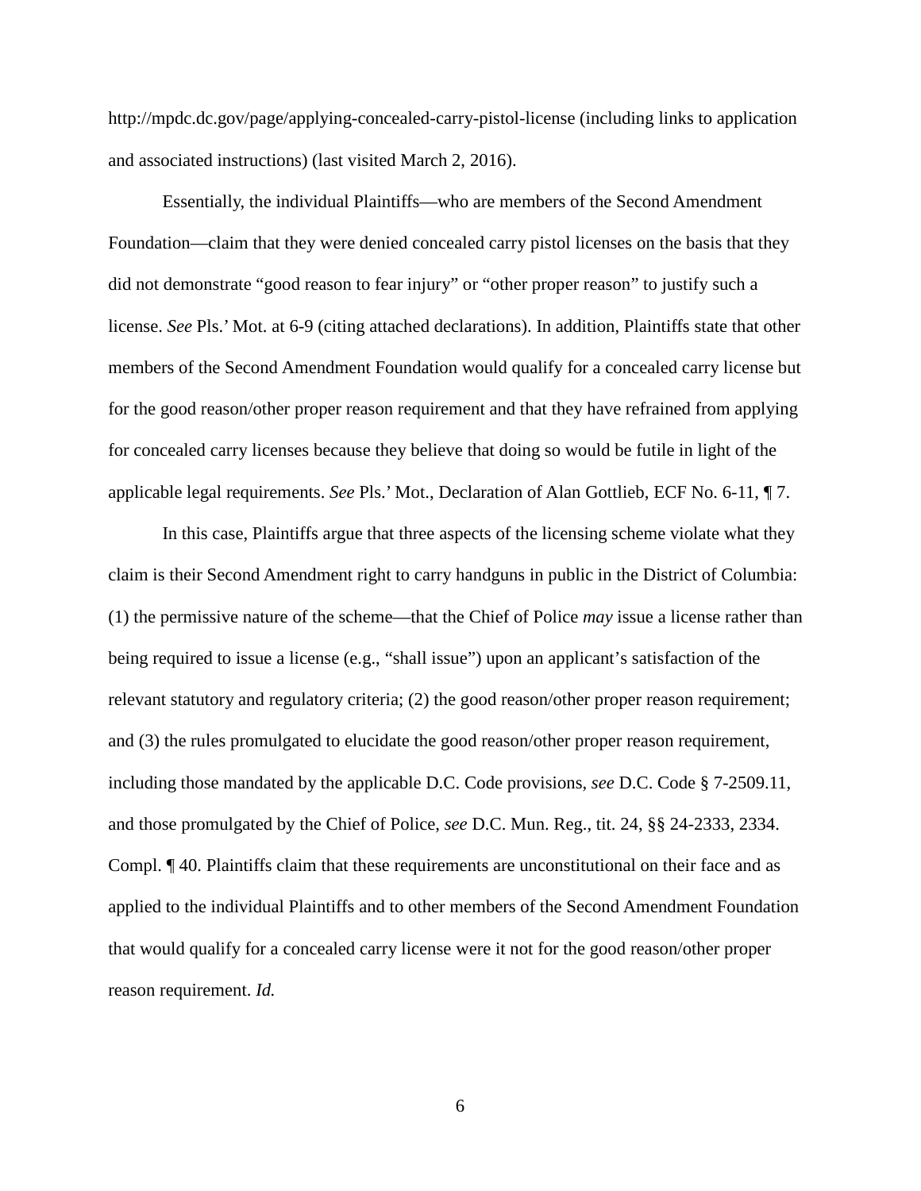http://mpdc.dc.gov/page/applying-concealed-carry-pistol-license (including links to application and associated instructions) (last visited March 2, 2016).

Essentially, the individual Plaintiffs—who are members of the Second Amendment Foundation—claim that they were denied concealed carry pistol licenses on the basis that they did not demonstrate "good reason to fear injury" or "other proper reason" to justify such a license. *See* Pls.' Mot. at 6-9 (citing attached declarations). In addition, Plaintiffs state that other members of the Second Amendment Foundation would qualify for a concealed carry license but for the good reason/other proper reason requirement and that they have refrained from applying for concealed carry licenses because they believe that doing so would be futile in light of the applicable legal requirements. *See* Pls.' Mot., Declaration of Alan Gottlieb, ECF No. 6-11, ¶ 7.

In this case, Plaintiffs argue that three aspects of the licensing scheme violate what they claim is their Second Amendment right to carry handguns in public in the District of Columbia: (1) the permissive nature of the scheme—that the Chief of Police *may* issue a license rather than being required to issue a license (e.g., "shall issue") upon an applicant's satisfaction of the relevant statutory and regulatory criteria; (2) the good reason/other proper reason requirement; and (3) the rules promulgated to elucidate the good reason/other proper reason requirement, including those mandated by the applicable D.C. Code provisions, *see* D.C. Code § 7-2509.11, and those promulgated by the Chief of Police, *see* D.C. Mun. Reg., tit. 24, §§ 24-2333, 2334. Compl. ¶ 40. Plaintiffs claim that these requirements are unconstitutional on their face and as applied to the individual Plaintiffs and to other members of the Second Amendment Foundation that would qualify for a concealed carry license were it not for the good reason/other proper reason requirement. *Id.*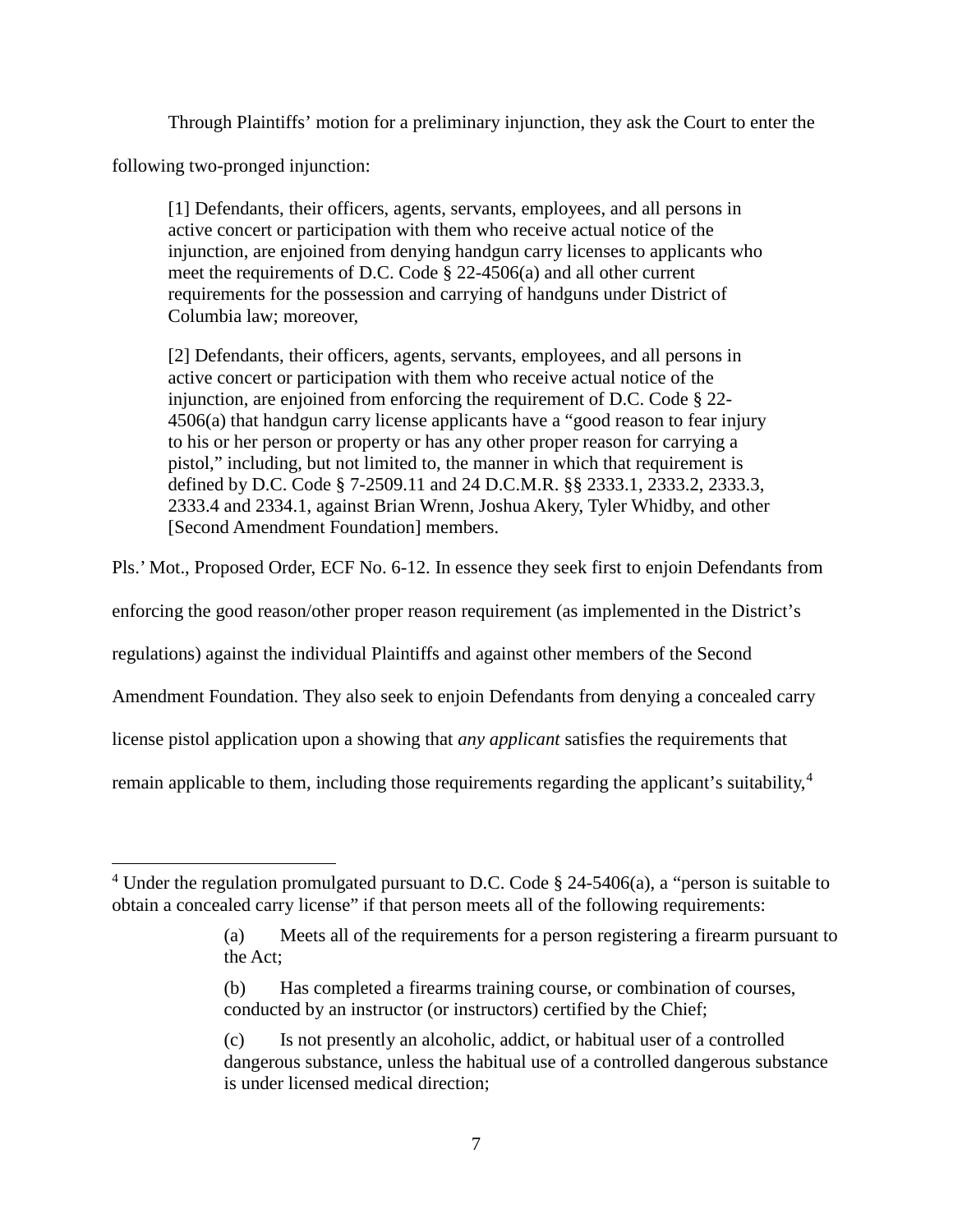Through Plaintiffs' motion for a preliminary injunction, they ask the Court to enter the following two-pronged injunction:

> [1] Defendants, their officers, agents, servants, employees, and all persons in active concert or participation with them who receive actual notice of the injunction, are enjoined from denying handgun carry licenses to applicants who meet the requirements of D.C. Code § 22-4506(a) and all other current requirements for the possession and carrying of handguns under District of Columbia law; moreover,
>
> [2] Defendants, their officers, agents, servants, employees, and all persons in active concert or participation with them who receive actual notice of the injunction, are enjoined from enforcing the requirement of D.C. Code § 22-4506(a) that handgun carry license applicants have a "good reason to fear injury to his or her person or property or has any other proper reason for carrying a pistol," including, but not limited to, the manner in which that requirement is defined by D.C. Code § 7-2509.11 and 24 D.C.M.R. §§ 2333.1, 2333.2, 2333.3, 2333.4 and 2334.1, against Brian Wrenn, Joshua Akery, Tyler Whidby, and other [Second Amendment Foundation] members.

Pls.' Mot., Proposed Order, ECF No. 6-12. In essence they seek first to enjoin Defendants from enforcing the good reason/other proper reason requirement (as implemented in the District's regulations) against the individual Plaintiffs and against other members of the Second Amendment Foundation. They also seek to enjoin Defendants from denying a concealed carry license pistol application upon a showing that *any applicant* satisfies the requirements that remain applicable to them, including those requirements regarding the applicant's suitability,[4]

---

[4] Under the regulation promulgated pursuant to D.C. Code § 24-5406(a), a "person is suitable to obtain a concealed carry license" if that person meets all of the following requirements:

> (a) Meets all of the requirements for a person registering a firearm pursuant to the Act;
>
> (b) Has completed a firearms training course, or combination of courses, conducted by an instructor (or instructors) certified by the Chief;
>
> (c) Is not presently an alcoholic, addict, or habitual user of a controlled dangerous substance, unless the habitual use of a controlled dangerous substance is under licensed medical direction;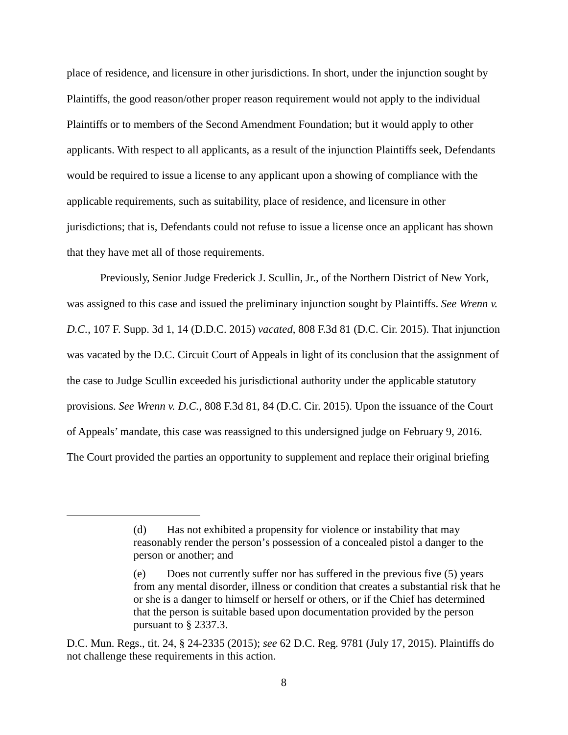place of residence, and licensure in other jurisdictions. In short, under the injunction sought by Plaintiffs, the good reason/other proper reason requirement would not apply to the individual Plaintiffs or to members of the Second Amendment Foundation; but it would apply to other applicants. With respect to all applicants, as a result of the injunction Plaintiffs seek, Defendants would be required to issue a license to any applicant upon a showing of compliance with the applicable requirements, such as suitability, place of residence, and licensure in other jurisdictions; that is, Defendants could not refuse to issue a license once an applicant has shown that they have met all of those requirements.

Previously, Senior Judge Frederick J. Scullin, Jr., of the Northern District of New York, was assigned to this case and issued the preliminary injunction sought by Plaintiffs. *See Wrenn v. D.C.*, 107 F. Supp. 3d 1, 14 (D.D.C. 2015) *vacated*, 808 F.3d 81 (D.C. Cir. 2015). That injunction was vacated by the D.C. Circuit Court of Appeals in light of its conclusion that the assignment of the case to Judge Scullin exceeded his jurisdictional authority under the applicable statutory provisions. *See Wrenn v. D.C.*, 808 F.3d 81, 84 (D.C. Cir. 2015). Upon the issuance of the Court of Appeals' mandate, this case was reassigned to this undersigned judge on February 9, 2016. The Court provided the parties an opportunity to supplement and replace their original briefing

---

> (d) Has not exhibited a propensity for violence or instability that may reasonably render the person's possession of a concealed pistol a danger to the person or another; and
>
> (e) Does not currently suffer nor has suffered in the previous five (5) years from any mental disorder, illness or condition that creates a substantial risk that he or she is a danger to himself or herself or others, or if the Chief has determined that the person is suitable based upon documentation provided by the person pursuant to § 2337.3.

D.C. Mun. Regs., tit. 24, § 24-2335 (2015); *see* 62 D.C. Reg. 9781 (July 17, 2015). Plaintiffs do not challenge these requirements in this action.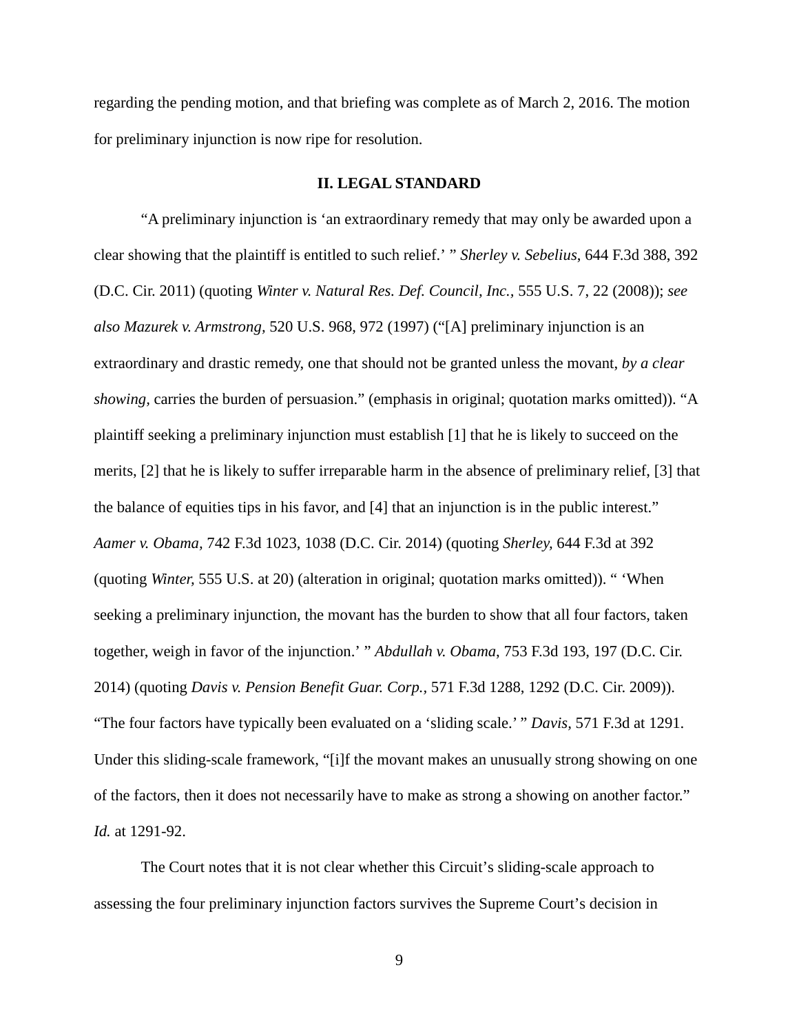regarding the pending motion, and that briefing was complete as of March 2, 2016. The motion for preliminary injunction is now ripe for resolution.

## II. LEGAL STANDARD

"A preliminary injunction is 'an extraordinary remedy that may only be awarded upon a clear showing that the plaintiff is entitled to such relief.' " *Sherley v. Sebelius*, 644 F.3d 388, 392 (D.C. Cir. 2011) (quoting *Winter v. Natural Res. Def. Council, Inc.*, 555 U.S. 7, 22 (2008)); *see also Mazurek v. Armstrong*, 520 U.S. 968, 972 (1997) ("[A] preliminary injunction is an extraordinary and drastic remedy, one that should not be granted unless the movant, *by a clear showing*, carries the burden of persuasion." (emphasis in original; quotation marks omitted)). "A plaintiff seeking a preliminary injunction must establish [1] that he is likely to succeed on the merits, [2] that he is likely to suffer irreparable harm in the absence of preliminary relief, [3] that the balance of equities tips in his favor, and [4] that an injunction is in the public interest." *Aamer v. Obama*, 742 F.3d 1023, 1038 (D.C. Cir. 2014) (quoting *Sherley*, 644 F.3d at 392 (quoting *Winter*, 555 U.S. at 20) (alteration in original; quotation marks omitted)). " 'When seeking a preliminary injunction, the movant has the burden to show that all four factors, taken together, weigh in favor of the injunction.' " *Abdullah v. Obama*, 753 F.3d 193, 197 (D.C. Cir. 2014) (quoting *Davis v. Pension Benefit Guar. Corp.*, 571 F.3d 1288, 1292 (D.C. Cir. 2009)). "The four factors have typically been evaluated on a 'sliding scale.' " *Davis*, 571 F.3d at 1291. Under this sliding-scale framework, "[i]f the movant makes an unusually strong showing on one of the factors, then it does not necessarily have to make as strong a showing on another factor." *Id.* at 1291-92.

The Court notes that it is not clear whether this Circuit's sliding-scale approach to assessing the four preliminary injunction factors survives the Supreme Court's decision in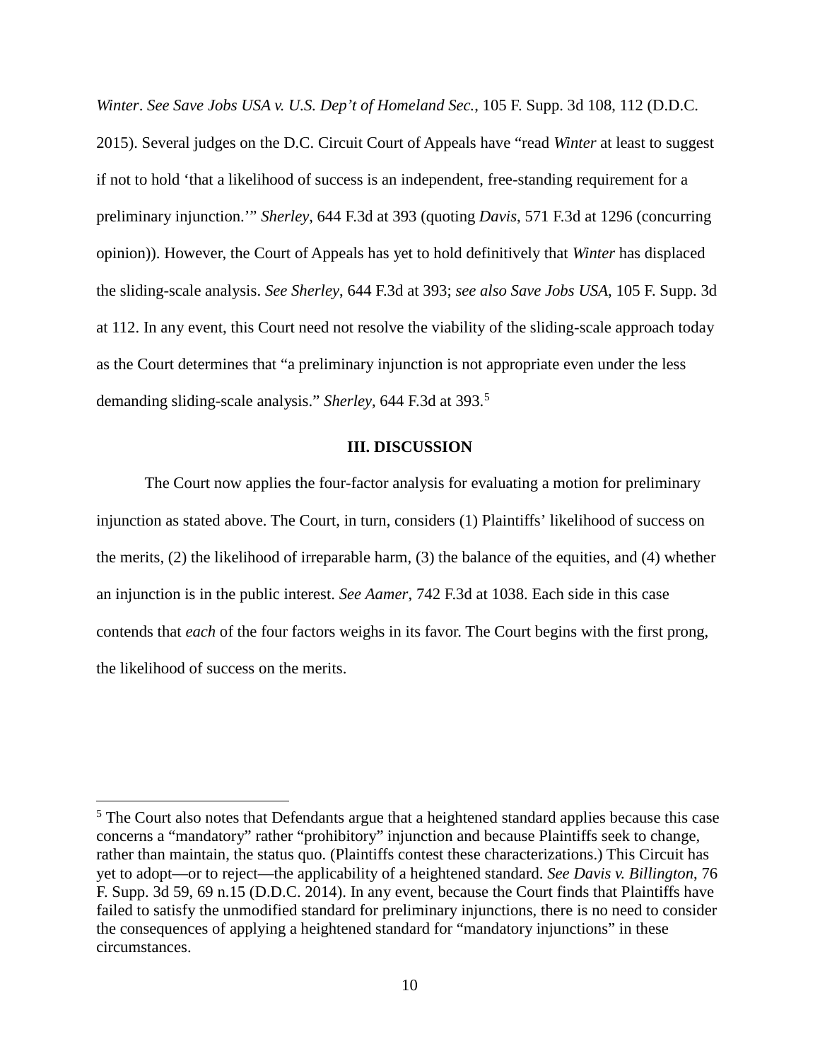*Winter*. *See Save Jobs USA v. U.S. Dep't of Homeland Sec.*, 105 F. Supp. 3d 108, 112 (D.D.C. 2015). Several judges on the D.C. Circuit Court of Appeals have "read *Winter* at least to suggest if not to hold 'that a likelihood of success is an independent, free-standing requirement for a preliminary injunction.'" *Sherley*, 644 F.3d at 393 (quoting *Davis*, 571 F.3d at 1296 (concurring opinion)). However, the Court of Appeals has yet to hold definitively that *Winter* has displaced the sliding-scale analysis. *See Sherley*, 644 F.3d at 393; *see also Save Jobs USA*, 105 F. Supp. 3d at 112. In any event, this Court need not resolve the viability of the sliding-scale approach today as the Court determines that "a preliminary injunction is not appropriate even under the less demanding sliding-scale analysis." *Sherley*, 644 F.3d at 393.[5]

## III. DISCUSSION

The Court now applies the four-factor analysis for evaluating a motion for preliminary injunction as stated above. The Court, in turn, considers (1) Plaintiffs' likelihood of success on the merits, (2) the likelihood of irreparable harm, (3) the balance of the equities, and (4) whether an injunction is in the public interest. *See Aamer*, 742 F.3d at 1038. Each side in this case contends that *each* of the four factors weighs in its favor. The Court begins with the first prong, the likelihood of success on the merits.

---

[5] The Court also notes that Defendants argue that a heightened standard applies because this case concerns a "mandatory" rather "prohibitory" injunction and because Plaintiffs seek to change, rather than maintain, the status quo. (Plaintiffs contest these characterizations.) This Circuit has yet to adopt—or to reject—the applicability of a heightened standard. *See Davis v. Billington*, 76 F. Supp. 3d 59, 69 n.15 (D.D.C. 2014). In any event, because the Court finds that Plaintiffs have failed to satisfy the unmodified standard for preliminary injunctions, there is no need to consider the consequences of applying a heightened standard for "mandatory injunctions" in these circumstances.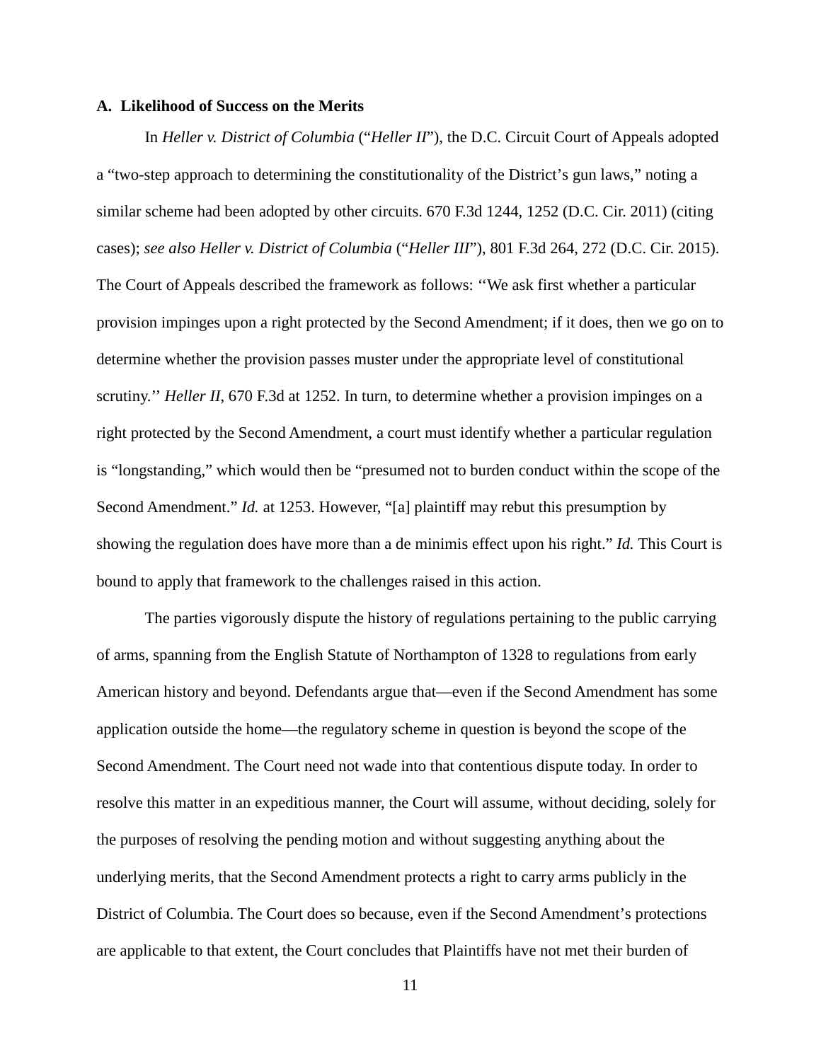### A. Likelihood of Success on the Merits

In *Heller v. District of Columbia* ("*Heller II*"), the D.C. Circuit Court of Appeals adopted a "two-step approach to determining the constitutionality of the District's gun laws," noting a similar scheme had been adopted by other circuits. 670 F.3d 1244, 1252 (D.C. Cir. 2011) (citing cases); *see also Heller v. District of Columbia* ("*Heller III*"), 801 F.3d 264, 272 (D.C. Cir. 2015). The Court of Appeals described the framework as follows: ''We ask first whether a particular provision impinges upon a right protected by the Second Amendment; if it does, then we go on to determine whether the provision passes muster under the appropriate level of constitutional scrutiny.'' *Heller II*, 670 F.3d at 1252. In turn, to determine whether a provision impinges on a right protected by the Second Amendment, a court must identify whether a particular regulation is "longstanding," which would then be "presumed not to burden conduct within the scope of the Second Amendment." *Id.* at 1253. However, "[a] plaintiff may rebut this presumption by showing the regulation does have more than a de minimis effect upon his right." *Id.* This Court is bound to apply that framework to the challenges raised in this action.

The parties vigorously dispute the history of regulations pertaining to the public carrying of arms, spanning from the English Statute of Northampton of 1328 to regulations from early American history and beyond. Defendants argue that—even if the Second Amendment has some application outside the home—the regulatory scheme in question is beyond the scope of the Second Amendment. The Court need not wade into that contentious dispute today. In order to resolve this matter in an expeditious manner, the Court will assume, without deciding, solely for the purposes of resolving the pending motion and without suggesting anything about the underlying merits, that the Second Amendment protects a right to carry arms publicly in the District of Columbia. The Court does so because, even if the Second Amendment's protections are applicable to that extent, the Court concludes that Plaintiffs have not met their burden of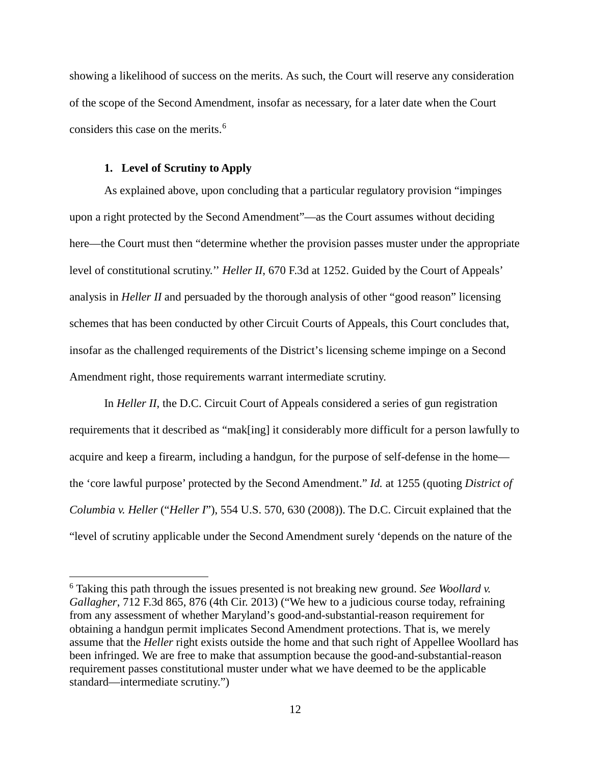showing a likelihood of success on the merits. As such, the Court will reserve any consideration of the scope of the Second Amendment, insofar as necessary, for a later date when the Court considers this case on the merits.[6]

**1. Level of Scrutiny to Apply**

As explained above, upon concluding that a particular regulatory provision "impinges upon a right protected by the Second Amendment"—as the Court assumes without deciding here—the Court must then "determine whether the provision passes muster under the appropriate level of constitutional scrutiny.'' *Heller II*, 670 F.3d at 1252. Guided by the Court of Appeals' analysis in *Heller II* and persuaded by the thorough analysis of other "good reason" licensing schemes that has been conducted by other Circuit Courts of Appeals, this Court concludes that, insofar as the challenged requirements of the District's licensing scheme impinge on a Second Amendment right, those requirements warrant intermediate scrutiny.

In *Heller II*, the D.C. Circuit Court of Appeals considered a series of gun registration requirements that it described as "mak[ing] it considerably more difficult for a person lawfully to acquire and keep a firearm, including a handgun, for the purpose of self-defense in the home—the 'core lawful purpose' protected by the Second Amendment." *Id.* at 1255 (quoting *District of Columbia v. Heller* ("*Heller I*"), 554 U.S. 570, 630 (2008)). The D.C. Circuit explained that the "level of scrutiny applicable under the Second Amendment surely 'depends on the nature of the

---

[6] Taking this path through the issues presented is not breaking new ground. *See Woollard v. Gallagher*, 712 F.3d 865, 876 (4th Cir. 2013) ("We hew to a judicious course today, refraining from any assessment of whether Maryland's good-and-substantial-reason requirement for obtaining a handgun permit implicates Second Amendment protections. That is, we merely assume that the *Heller* right exists outside the home and that such right of Appellee Woollard has been infringed. We are free to make that assumption because the good-and-substantial-reason requirement passes constitutional muster under what we have deemed to be the applicable standard—intermediate scrutiny.")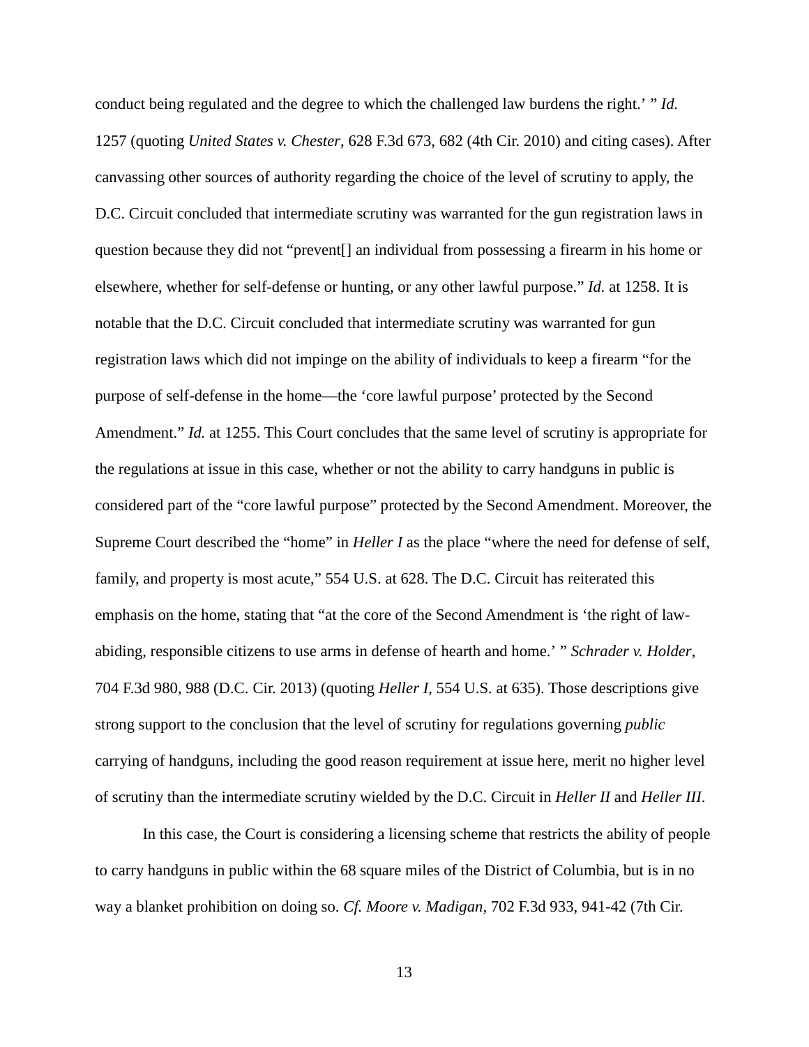conduct being regulated and the degree to which the challenged law burdens the right.' " *Id.* 1257 (quoting *United States v. Chester*, 628 F.3d 673, 682 (4th Cir. 2010) and citing cases). After canvassing other sources of authority regarding the choice of the level of scrutiny to apply, the D.C. Circuit concluded that intermediate scrutiny was warranted for the gun registration laws in question because they did not "prevent[] an individual from possessing a firearm in his home or elsewhere, whether for self-defense or hunting, or any other lawful purpose." *Id.* at 1258. It is notable that the D.C. Circuit concluded that intermediate scrutiny was warranted for gun registration laws which did not impinge on the ability of individuals to keep a firearm "for the purpose of self-defense in the home—the 'core lawful purpose' protected by the Second Amendment." *Id.* at 1255. This Court concludes that the same level of scrutiny is appropriate for the regulations at issue in this case, whether or not the ability to carry handguns in public is considered part of the "core lawful purpose" protected by the Second Amendment. Moreover, the Supreme Court described the "home" in *Heller I* as the place "where the need for defense of self, family, and property is most acute," 554 U.S. at 628. The D.C. Circuit has reiterated this emphasis on the home, stating that "at the core of the Second Amendment is 'the right of law-abiding, responsible citizens to use arms in defense of hearth and home.' " *Schrader v. Holder*, 704 F.3d 980, 988 (D.C. Cir. 2013) (quoting *Heller I*, 554 U.S. at 635). Those descriptions give strong support to the conclusion that the level of scrutiny for regulations governing *public* carrying of handguns, including the good reason requirement at issue here, merit no higher level of scrutiny than the intermediate scrutiny wielded by the D.C. Circuit in *Heller II* and *Heller III*.

In this case, the Court is considering a licensing scheme that restricts the ability of people to carry handguns in public within the 68 square miles of the District of Columbia, but is in no way a blanket prohibition on doing so. *Cf. Moore v. Madigan*, 702 F.3d 933, 941-42 (7th Cir.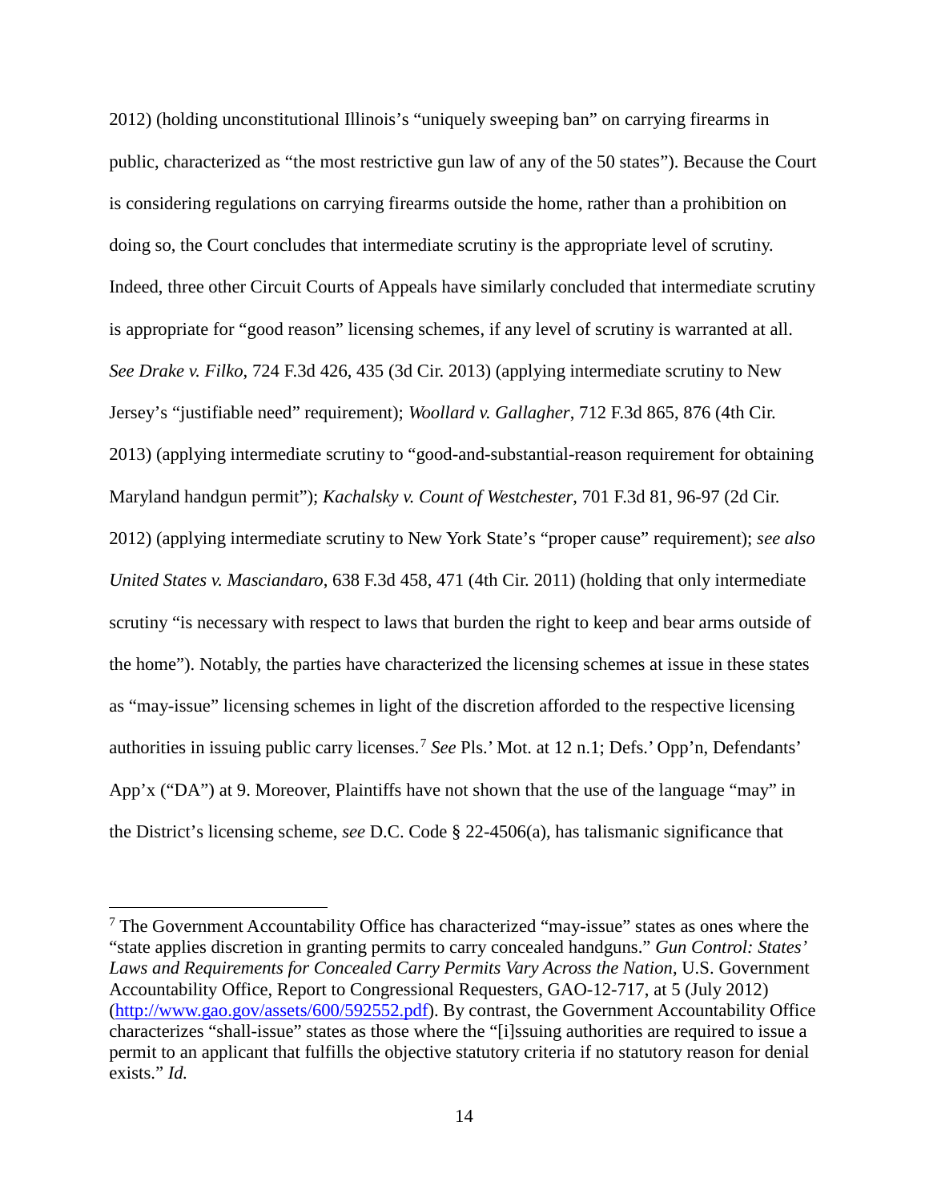2012) (holding unconstitutional Illinois's "uniquely sweeping ban" on carrying firearms in public, characterized as "the most restrictive gun law of any of the 50 states"). Because the Court is considering regulations on carrying firearms outside the home, rather than a prohibition on doing so, the Court concludes that intermediate scrutiny is the appropriate level of scrutiny. Indeed, three other Circuit Courts of Appeals have similarly concluded that intermediate scrutiny is appropriate for "good reason" licensing schemes, if any level of scrutiny is warranted at all. *See Drake v. Filko*, 724 F.3d 426, 435 (3d Cir. 2013) (applying intermediate scrutiny to New Jersey's "justifiable need" requirement); *Woollard v. Gallagher*, 712 F.3d 865, 876 (4th Cir. 2013) (applying intermediate scrutiny to "good-and-substantial-reason requirement for obtaining Maryland handgun permit"); *Kachalsky v. Count of Westchester*, 701 F.3d 81, 96-97 (2d Cir. 2012) (applying intermediate scrutiny to New York State's "proper cause" requirement); *see also United States v. Masciandaro*, 638 F.3d 458, 471 (4th Cir. 2011) (holding that only intermediate scrutiny "is necessary with respect to laws that burden the right to keep and bear arms outside of the home"). Notably, the parties have characterized the licensing schemes at issue in these states as "may-issue" licensing schemes in light of the discretion afforded to the respective licensing authorities in issuing public carry licenses.[7] *See* Pls.' Mot. at 12 n.1; Defs.' Opp'n, Defendants' App'x ("DA") at 9. Moreover, Plaintiffs have not shown that the use of the language "may" in the District's licensing scheme, *see* D.C. Code § 22-4506(a), has talismanic significance that

---

[7] The Government Accountability Office has characterized "may-issue" states as ones where the "state applies discretion in granting permits to carry concealed handguns." *Gun Control: States' Laws and Requirements for Concealed Carry Permits Vary Across the Nation*, U.S. Government Accountability Office, Report to Congressional Requesters, GAO-12-717, at 5 (July 2012) (http://www.gao.gov/assets/600/592552.pdf). By contrast, the Government Accountability Office characterizes "shall-issue" states as those where the "[i]ssuing authorities are required to issue a permit to an applicant that fulfills the objective statutory criteria if no statutory reason for denial exists." *Id.*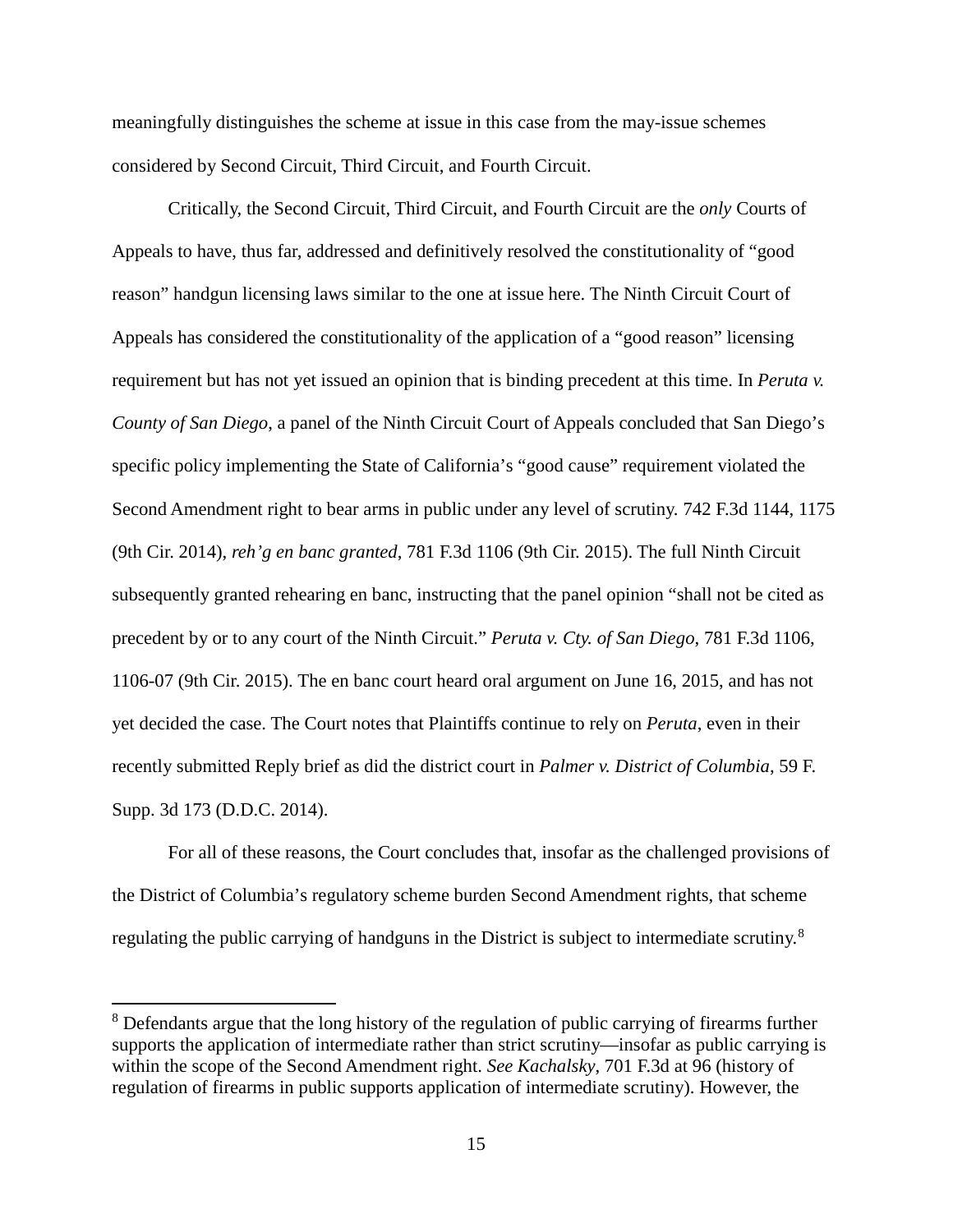meaningfully distinguishes the scheme at issue in this case from the may-issue schemes considered by Second Circuit, Third Circuit, and Fourth Circuit.

Critically, the Second Circuit, Third Circuit, and Fourth Circuit are the *only* Courts of Appeals to have, thus far, addressed and definitively resolved the constitutionality of "good reason" handgun licensing laws similar to the one at issue here. The Ninth Circuit Court of Appeals has considered the constitutionality of the application of a "good reason" licensing requirement but has not yet issued an opinion that is binding precedent at this time. In *Peruta v. County of San Diego*, a panel of the Ninth Circuit Court of Appeals concluded that San Diego's specific policy implementing the State of California's "good cause" requirement violated the Second Amendment right to bear arms in public under any level of scrutiny. 742 F.3d 1144, 1175 (9th Cir. 2014), *reh'g en banc granted*, 781 F.3d 1106 (9th Cir. 2015). The full Ninth Circuit subsequently granted rehearing en banc, instructing that the panel opinion "shall not be cited as precedent by or to any court of the Ninth Circuit." *Peruta v. Cty. of San Diego*, 781 F.3d 1106, 1106-07 (9th Cir. 2015). The en banc court heard oral argument on June 16, 2015, and has not yet decided the case. The Court notes that Plaintiffs continue to rely on *Peruta*, even in their recently submitted Reply brief as did the district court in *Palmer v. District of Columbia*, 59 F. Supp. 3d 173 (D.D.C. 2014).

For all of these reasons, the Court concludes that, insofar as the challenged provisions of the District of Columbia's regulatory scheme burden Second Amendment rights, that scheme regulating the public carrying of handguns in the District is subject to intermediate scrutiny.[8]

---

[8] Defendants argue that the long history of the regulation of public carrying of firearms further supports the application of intermediate rather than strict scrutiny—insofar as public carrying is within the scope of the Second Amendment right. *See Kachalsky*, 701 F.3d at 96 (history of regulation of firearms in public supports application of intermediate scrutiny). However, the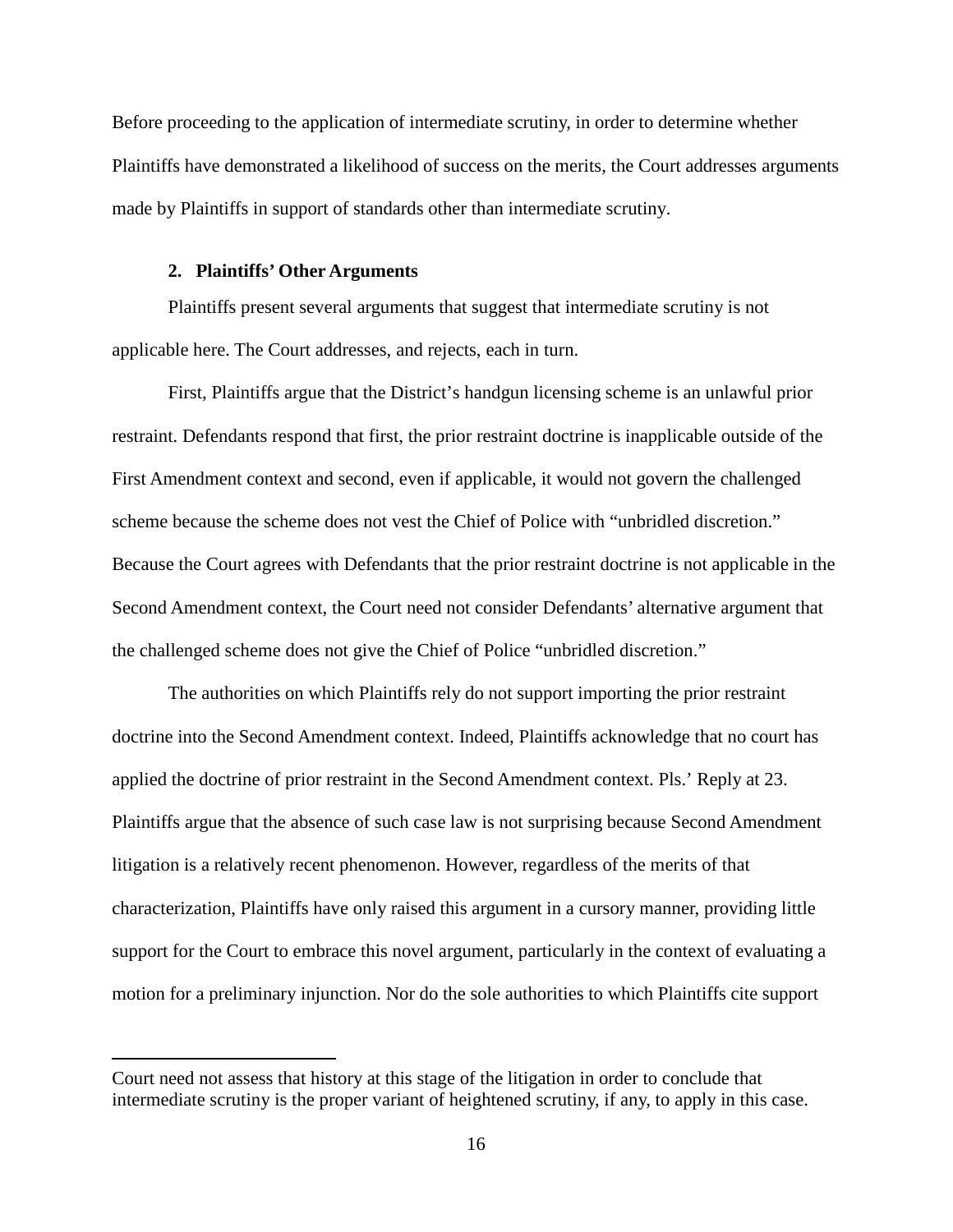Before proceeding to the application of intermediate scrutiny, in order to determine whether Plaintiffs have demonstrated a likelihood of success on the merits, the Court addresses arguments made by Plaintiffs in support of standards other than intermediate scrutiny.

### 2. Plaintiffs' Other Arguments

Plaintiffs present several arguments that suggest that intermediate scrutiny is not applicable here. The Court addresses, and rejects, each in turn.

First, Plaintiffs argue that the District's handgun licensing scheme is an unlawful prior restraint. Defendants respond that first, the prior restraint doctrine is inapplicable outside of the First Amendment context and second, even if applicable, it would not govern the challenged scheme because the scheme does not vest the Chief of Police with "unbridled discretion." Because the Court agrees with Defendants that the prior restraint doctrine is not applicable in the Second Amendment context, the Court need not consider Defendants' alternative argument that the challenged scheme does not give the Chief of Police "unbridled discretion."

The authorities on which Plaintiffs rely do not support importing the prior restraint doctrine into the Second Amendment context. Indeed, Plaintiffs acknowledge that no court has applied the doctrine of prior restraint in the Second Amendment context. Pls.' Reply at 23. Plaintiffs argue that the absence of such case law is not surprising because Second Amendment litigation is a relatively recent phenomenon. However, regardless of the merits of that characterization, Plaintiffs have only raised this argument in a cursory manner, providing little support for the Court to embrace this novel argument, particularly in the context of evaluating a motion for a preliminary injunction. Nor do the sole authorities to which Plaintiffs cite support

---

Court need not assess that history at this stage of the litigation in order to conclude that intermediate scrutiny is the proper variant of heightened scrutiny, if any, to apply in this case.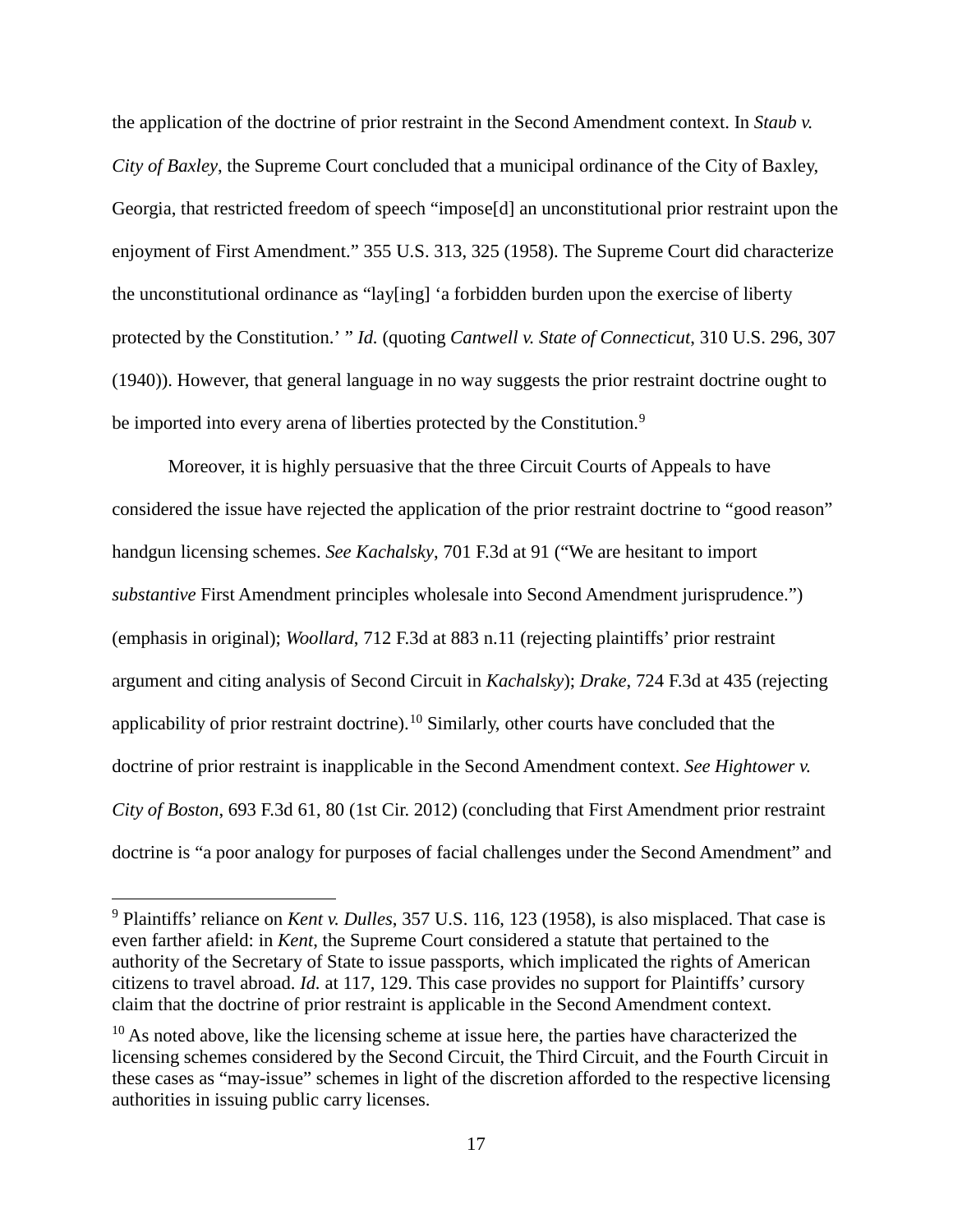the application of the doctrine of prior restraint in the Second Amendment context. In *Staub v. City of Baxley*, the Supreme Court concluded that a municipal ordinance of the City of Baxley, Georgia, that restricted freedom of speech "impose[d] an unconstitutional prior restraint upon the enjoyment of First Amendment." 355 U.S. 313, 325 (1958). The Supreme Court did characterize the unconstitutional ordinance as "lay[ing] 'a forbidden burden upon the exercise of liberty protected by the Constitution.' " *Id.* (quoting *Cantwell v. State of Connecticut*, 310 U.S. 296, 307 (1940)). However, that general language in no way suggests the prior restraint doctrine ought to be imported into every arena of liberties protected by the Constitution.[9]

Moreover, it is highly persuasive that the three Circuit Courts of Appeals to have considered the issue have rejected the application of the prior restraint doctrine to "good reason" handgun licensing schemes. *See Kachalsky*, 701 F.3d at 91 ("We are hesitant to import *substantive* First Amendment principles wholesale into Second Amendment jurisprudence.") (emphasis in original); *Woollard*, 712 F.3d at 883 n.11 (rejecting plaintiffs' prior restraint argument and citing analysis of Second Circuit in *Kachalsky*); *Drake*, 724 F.3d at 435 (rejecting applicability of prior restraint doctrine).[10] Similarly, other courts have concluded that the doctrine of prior restraint is inapplicable in the Second Amendment context. *See Hightower v. City of Boston*, 693 F.3d 61, 80 (1st Cir. 2012) (concluding that First Amendment prior restraint doctrine is "a poor analogy for purposes of facial challenges under the Second Amendment" and

---

[9] Plaintiffs' reliance on *Kent v. Dulles*, 357 U.S. 116, 123 (1958), is also misplaced. That case is even farther afield: in *Kent*, the Supreme Court considered a statute that pertained to the authority of the Secretary of State to issue passports, which implicated the rights of American citizens to travel abroad. *Id.* at 117, 129. This case provides no support for Plaintiffs' cursory claim that the doctrine of prior restraint is applicable in the Second Amendment context.

[10] As noted above, like the licensing scheme at issue here, the parties have characterized the licensing schemes considered by the Second Circuit, the Third Circuit, and the Fourth Circuit in these cases as "may-issue" schemes in light of the discretion afforded to the respective licensing authorities in issuing public carry licenses.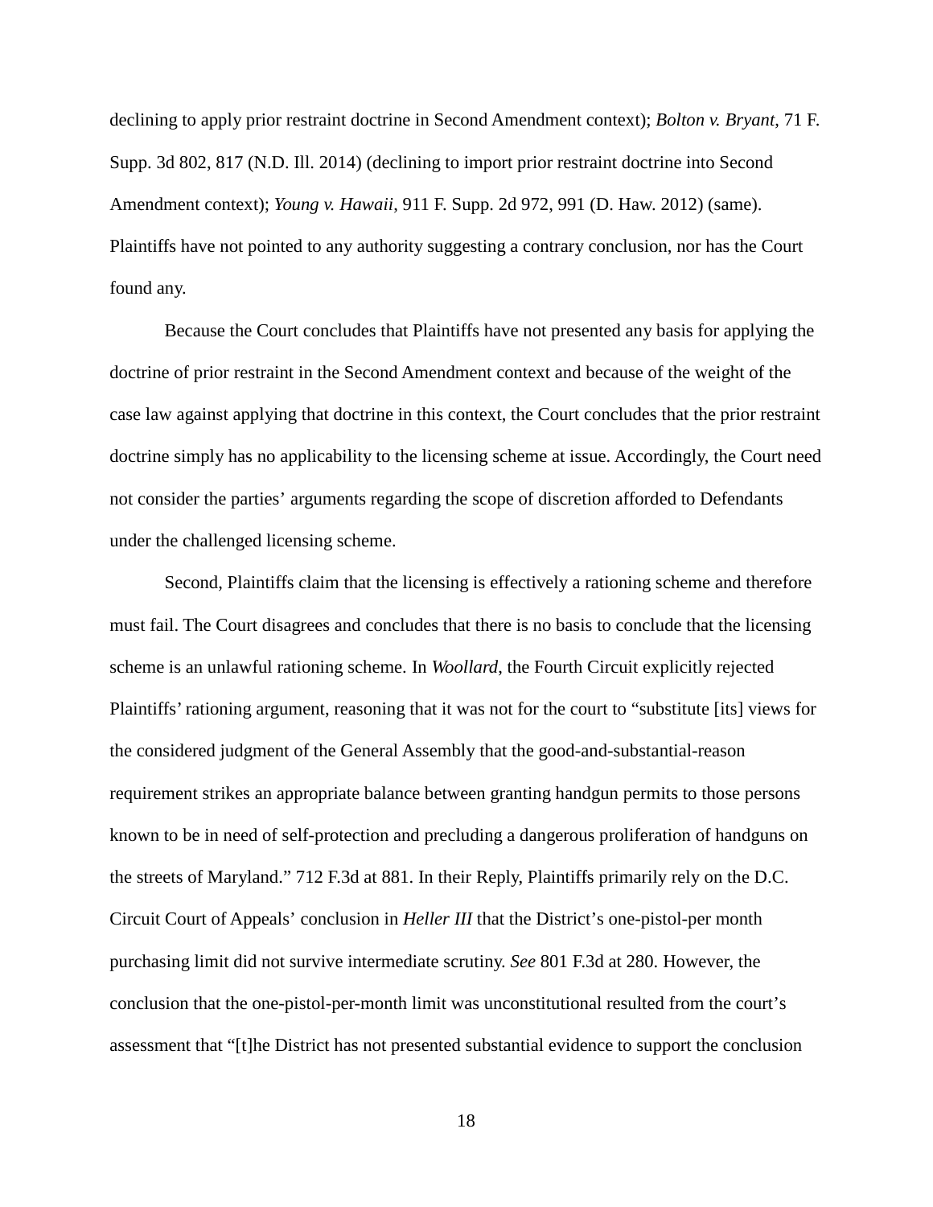declining to apply prior restraint doctrine in Second Amendment context); *Bolton v. Bryant*, 71 F. Supp. 3d 802, 817 (N.D. Ill. 2014) (declining to import prior restraint doctrine into Second Amendment context); *Young v. Hawaii*, 911 F. Supp. 2d 972, 991 (D. Haw. 2012) (same). Plaintiffs have not pointed to any authority suggesting a contrary conclusion, nor has the Court found any.

Because the Court concludes that Plaintiffs have not presented any basis for applying the doctrine of prior restraint in the Second Amendment context and because of the weight of the case law against applying that doctrine in this context, the Court concludes that the prior restraint doctrine simply has no applicability to the licensing scheme at issue. Accordingly, the Court need not consider the parties' arguments regarding the scope of discretion afforded to Defendants under the challenged licensing scheme.

Second, Plaintiffs claim that the licensing is effectively a rationing scheme and therefore must fail. The Court disagrees and concludes that there is no basis to conclude that the licensing scheme is an unlawful rationing scheme. In *Woollard*, the Fourth Circuit explicitly rejected Plaintiffs' rationing argument, reasoning that it was not for the court to "substitute [its] views for the considered judgment of the General Assembly that the good-and-substantial-reason requirement strikes an appropriate balance between granting handgun permits to those persons known to be in need of self-protection and precluding a dangerous proliferation of handguns on the streets of Maryland." 712 F.3d at 881. In their Reply, Plaintiffs primarily rely on the D.C. Circuit Court of Appeals' conclusion in *Heller III* that the District's one-pistol-per month purchasing limit did not survive intermediate scrutiny. *See* 801 F.3d at 280. However, the conclusion that the one-pistol-per-month limit was unconstitutional resulted from the court's assessment that "[t]he District has not presented substantial evidence to support the conclusion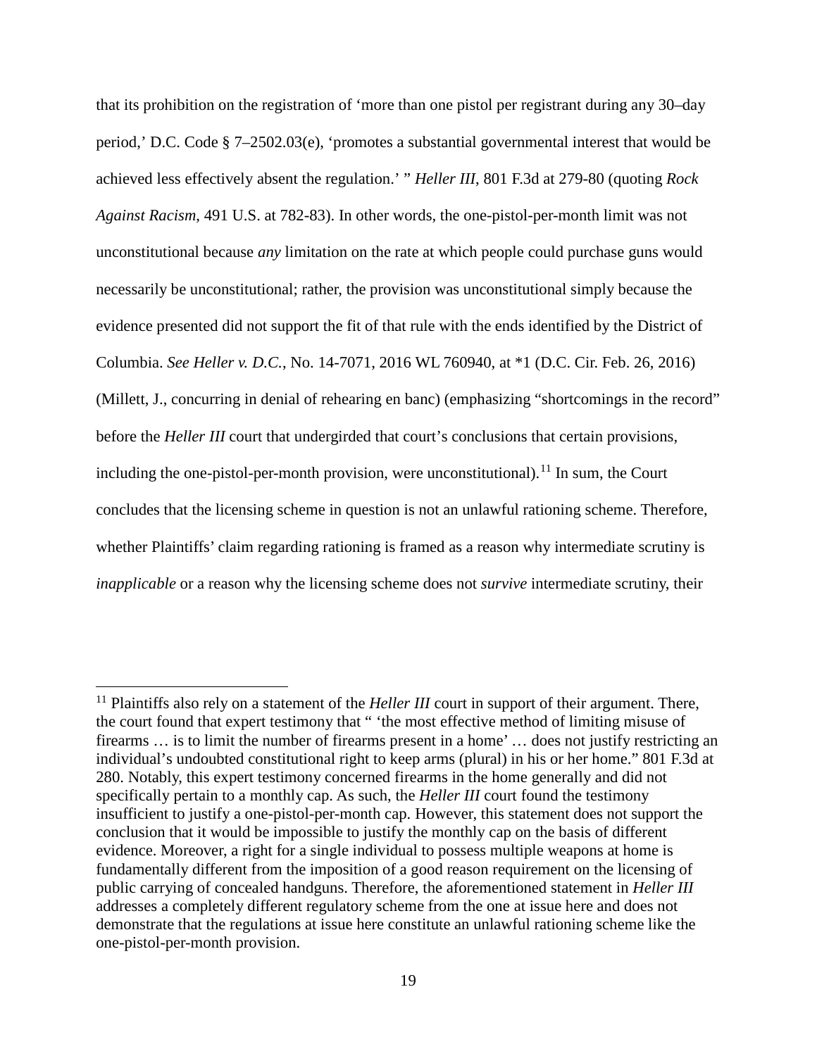that its prohibition on the registration of 'more than one pistol per registrant during any 30–day period,' D.C. Code § 7–2502.03(e), 'promotes a substantial governmental interest that would be achieved less effectively absent the regulation.' " *Heller III*, 801 F.3d at 279-80 (quoting *Rock Against Racism*, 491 U.S. at 782-83). In other words, the one-pistol-per-month limit was not unconstitutional because *any* limitation on the rate at which people could purchase guns would necessarily be unconstitutional; rather, the provision was unconstitutional simply because the evidence presented did not support the fit of that rule with the ends identified by the District of Columbia. *See Heller v. D.C.*, No. 14-7071, 2016 WL 760940, at *1 (D.C. Cir. Feb. 26, 2016) (Millett, J., concurring in denial of rehearing en banc) (emphasizing "shortcomings in the record" before the *Heller III* court that undergirded that court's conclusions that certain provisions, including the one-pistol-per-month provision, were unconstitutional).[11] In sum, the Court concludes that the licensing scheme in question is not an unlawful rationing scheme. Therefore, whether Plaintiffs' claim regarding rationing is framed as a reason why intermediate scrutiny is *inapplicable* or a reason why the licensing scheme does not *survive* intermediate scrutiny, their

---

[11] Plaintiffs also rely on a statement of the *Heller III* court in support of their argument. There, the court found that expert testimony that " 'the most effective method of limiting misuse of firearms … is to limit the number of firearms present in a home' … does not justify restricting an individual's undoubted constitutional right to keep arms (plural) in his or her home." 801 F.3d at 280. Notably, this expert testimony concerned firearms in the home generally and did not specifically pertain to a monthly cap. As such, the *Heller III* court found the testimony insufficient to justify a one-pistol-per-month cap. However, this statement does not support the conclusion that it would be impossible to justify the monthly cap on the basis of different evidence. Moreover, a right for a single individual to possess multiple weapons at home is fundamentally different from the imposition of a good reason requirement on the licensing of public carrying of concealed handguns. Therefore, the aforementioned statement in *Heller III* addresses a completely different regulatory scheme from the one at issue here and does not demonstrate that the regulations at issue here constitute an unlawful rationing scheme like the one-pistol-per-month provision.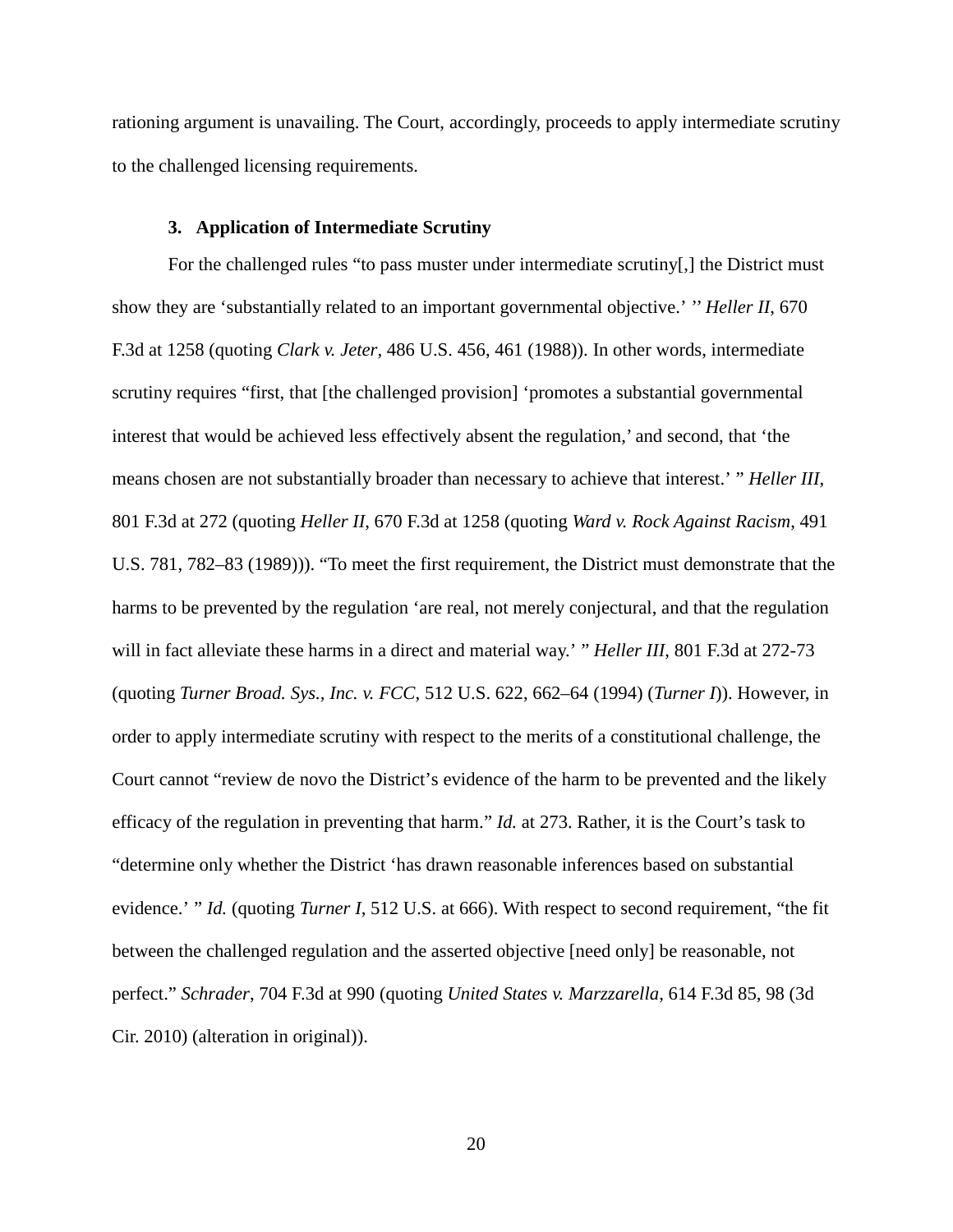rationing argument is unavailing. The Court, accordingly, proceeds to apply intermediate scrutiny to the challenged licensing requirements.

### 3. Application of Intermediate Scrutiny

For the challenged rules "to pass muster under intermediate scrutiny[,] the District must show they are 'substantially related to an important governmental objective.' '' *Heller II*, 670 F.3d at 1258 (quoting *Clark v. Jeter*, 486 U.S. 456, 461 (1988)). In other words, intermediate scrutiny requires "first, that [the challenged provision] 'promotes a substantial governmental interest that would be achieved less effectively absent the regulation,' and second, that 'the means chosen are not substantially broader than necessary to achieve that interest.' " *Heller III*, 801 F.3d at 272 (quoting *Heller II*, 670 F.3d at 1258 (quoting *Ward v. Rock Against Racism*, 491 U.S. 781, 782–83 (1989))). "To meet the first requirement, the District must demonstrate that the harms to be prevented by the regulation 'are real, not merely conjectural, and that the regulation will in fact alleviate these harms in a direct and material way.' " *Heller III*, 801 F.3d at 272-73 (quoting *Turner Broad. Sys., Inc. v. FCC*, 512 U.S. 622, 662–64 (1994) (*Turner I*)). However, in order to apply intermediate scrutiny with respect to the merits of a constitutional challenge, the Court cannot "review de novo the District's evidence of the harm to be prevented and the likely efficacy of the regulation in preventing that harm." *Id.* at 273. Rather, it is the Court's task to "determine only whether the District 'has drawn reasonable inferences based on substantial evidence.' " *Id.* (quoting *Turner I*, 512 U.S. at 666). With respect to second requirement, "the fit between the challenged regulation and the asserted objective [need only] be reasonable, not perfect." *Schrader*, 704 F.3d at 990 (quoting *United States v. Marzzarella*, 614 F.3d 85, 98 (3d Cir. 2010) (alteration in original)).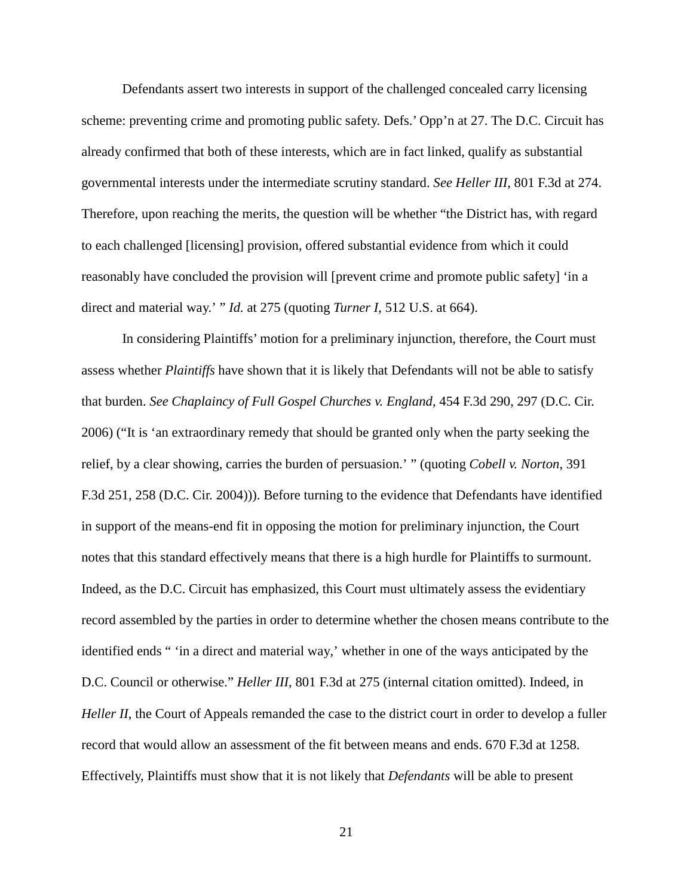Defendants assert two interests in support of the challenged concealed carry licensing scheme: preventing crime and promoting public safety. Defs.' Opp'n at 27. The D.C. Circuit has already confirmed that both of these interests, which are in fact linked, qualify as substantial governmental interests under the intermediate scrutiny standard. *See Heller III*, 801 F.3d at 274. Therefore, upon reaching the merits, the question will be whether "the District has, with regard to each challenged [licensing] provision, offered substantial evidence from which it could reasonably have concluded the provision will [prevent crime and promote public safety] 'in a direct and material way.' " *Id.* at 275 (quoting *Turner I*, 512 U.S. at 664).

In considering Plaintiffs' motion for a preliminary injunction, therefore, the Court must assess whether *Plaintiffs* have shown that it is likely that Defendants will not be able to satisfy that burden. *See Chaplaincy of Full Gospel Churches v. England*, 454 F.3d 290, 297 (D.C. Cir. 2006) ("It is 'an extraordinary remedy that should be granted only when the party seeking the relief, by a clear showing, carries the burden of persuasion.' " (quoting *Cobell v. Norton*, 391 F.3d 251, 258 (D.C. Cir. 2004))). Before turning to the evidence that Defendants have identified in support of the means-end fit in opposing the motion for preliminary injunction, the Court notes that this standard effectively means that there is a high hurdle for Plaintiffs to surmount. Indeed, as the D.C. Circuit has emphasized, this Court must ultimately assess the evidentiary record assembled by the parties in order to determine whether the chosen means contribute to the identified ends " 'in a direct and material way,' whether in one of the ways anticipated by the D.C. Council or otherwise." *Heller III*, 801 F.3d at 275 (internal citation omitted). Indeed, in *Heller II*, the Court of Appeals remanded the case to the district court in order to develop a fuller record that would allow an assessment of the fit between means and ends. 670 F.3d at 1258. Effectively, Plaintiffs must show that it is not likely that *Defendants* will be able to present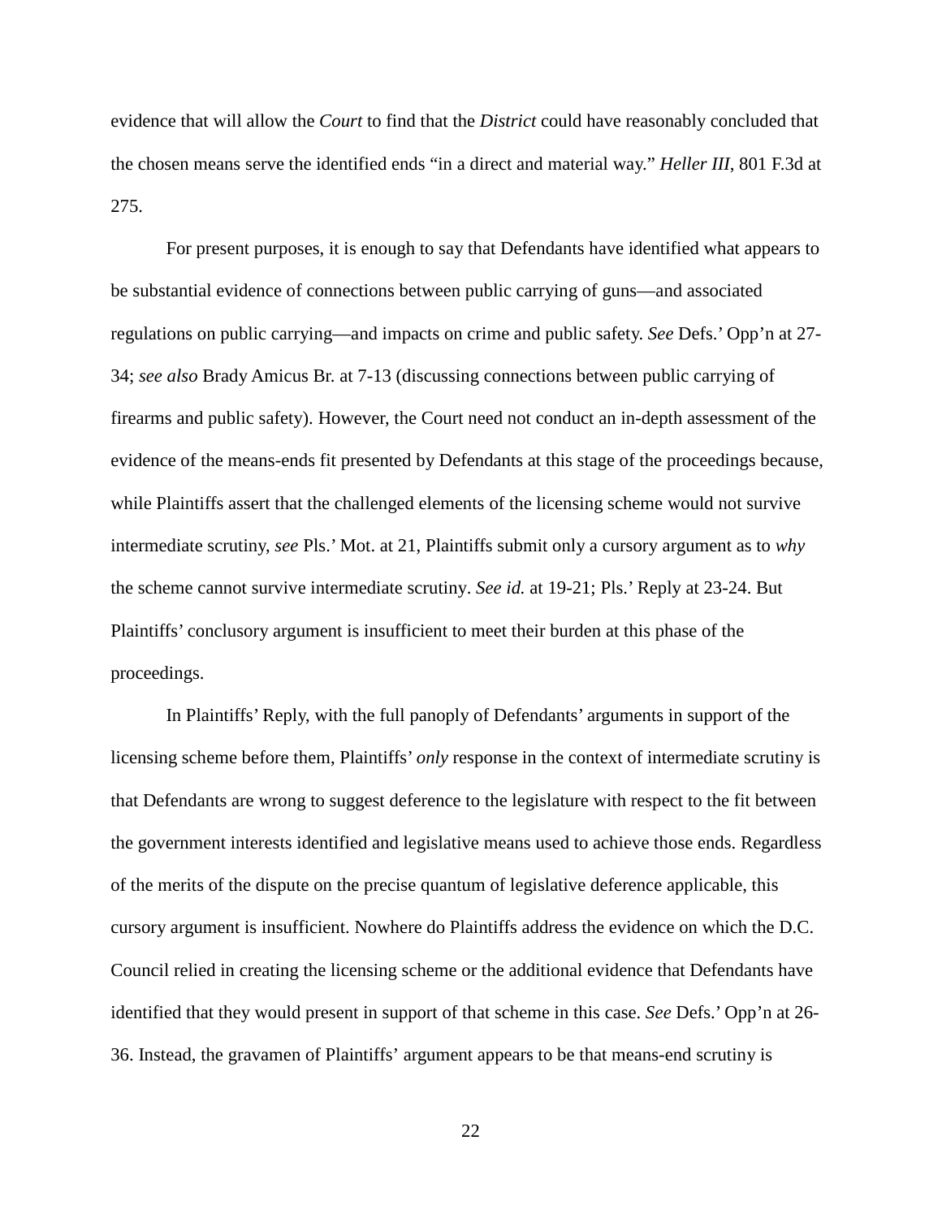evidence that will allow the *Court* to find that the *District* could have reasonably concluded that the chosen means serve the identified ends "in a direct and material way." *Heller III*, 801 F.3d at 275.

For present purposes, it is enough to say that Defendants have identified what appears to be substantial evidence of connections between public carrying of guns—and associated regulations on public carrying—and impacts on crime and public safety. *See* Defs.' Opp'n at 27-34; *see also* Brady Amicus Br. at 7-13 (discussing connections between public carrying of firearms and public safety). However, the Court need not conduct an in-depth assessment of the evidence of the means-ends fit presented by Defendants at this stage of the proceedings because, while Plaintiffs assert that the challenged elements of the licensing scheme would not survive intermediate scrutiny, *see* Pls.' Mot. at 21, Plaintiffs submit only a cursory argument as to *why* the scheme cannot survive intermediate scrutiny. *See id.* at 19-21; Pls.' Reply at 23-24. But Plaintiffs' conclusory argument is insufficient to meet their burden at this phase of the proceedings.

In Plaintiffs' Reply, with the full panoply of Defendants' arguments in support of the licensing scheme before them, Plaintiffs' *only* response in the context of intermediate scrutiny is that Defendants are wrong to suggest deference to the legislature with respect to the fit between the government interests identified and legislative means used to achieve those ends. Regardless of the merits of the dispute on the precise quantum of legislative deference applicable, this cursory argument is insufficient. Nowhere do Plaintiffs address the evidence on which the D.C. Council relied in creating the licensing scheme or the additional evidence that Defendants have identified that they would present in support of that scheme in this case. *See* Defs.' Opp'n at 26-36. Instead, the gravamen of Plaintiffs' argument appears to be that means-end scrutiny is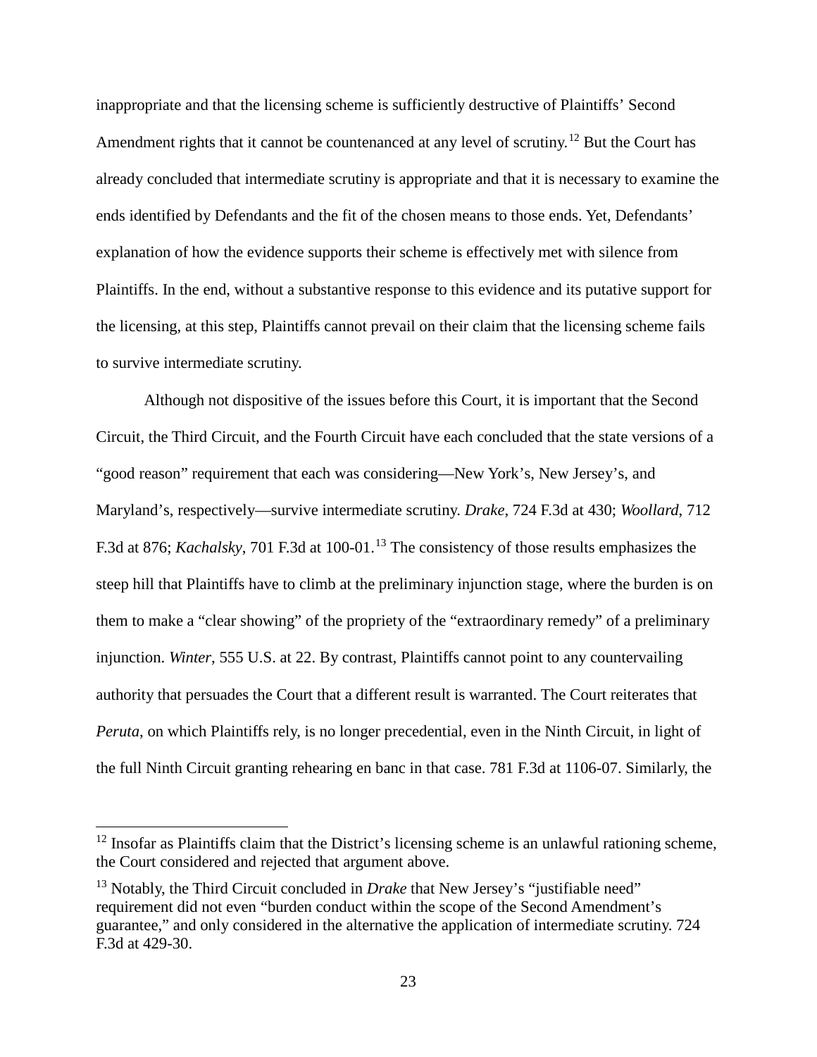inappropriate and that the licensing scheme is sufficiently destructive of Plaintiffs' Second Amendment rights that it cannot be countenanced at any level of scrutiny.[12] But the Court has already concluded that intermediate scrutiny is appropriate and that it is necessary to examine the ends identified by Defendants and the fit of the chosen means to those ends. Yet, Defendants' explanation of how the evidence supports their scheme is effectively met with silence from Plaintiffs. In the end, without a substantive response to this evidence and its putative support for the licensing, at this step, Plaintiffs cannot prevail on their claim that the licensing scheme fails to survive intermediate scrutiny.

Although not dispositive of the issues before this Court, it is important that the Second Circuit, the Third Circuit, and the Fourth Circuit have each concluded that the state versions of a "good reason" requirement that each was considering—New York's, New Jersey's, and Maryland's, respectively—survive intermediate scrutiny. *Drake*, 724 F.3d at 430; *Woollard*, 712 F.3d at 876; *Kachalsky*, 701 F.3d at 100-01.[13] The consistency of those results emphasizes the steep hill that Plaintiffs have to climb at the preliminary injunction stage, where the burden is on them to make a "clear showing" of the propriety of the "extraordinary remedy" of a preliminary injunction. *Winter*, 555 U.S. at 22. By contrast, Plaintiffs cannot point to any countervailing authority that persuades the Court that a different result is warranted. The Court reiterates that *Peruta*, on which Plaintiffs rely, is no longer precedential, even in the Ninth Circuit, in light of the full Ninth Circuit granting rehearing en banc in that case. 781 F.3d at 1106-07. Similarly, the

---

[12] Insofar as Plaintiffs claim that the District's licensing scheme is an unlawful rationing scheme, the Court considered and rejected that argument above.

[13] Notably, the Third Circuit concluded in *Drake* that New Jersey's "justifiable need" requirement did not even "burden conduct within the scope of the Second Amendment's guarantee," and only considered in the alternative the application of intermediate scrutiny. 724 F.3d at 429-30.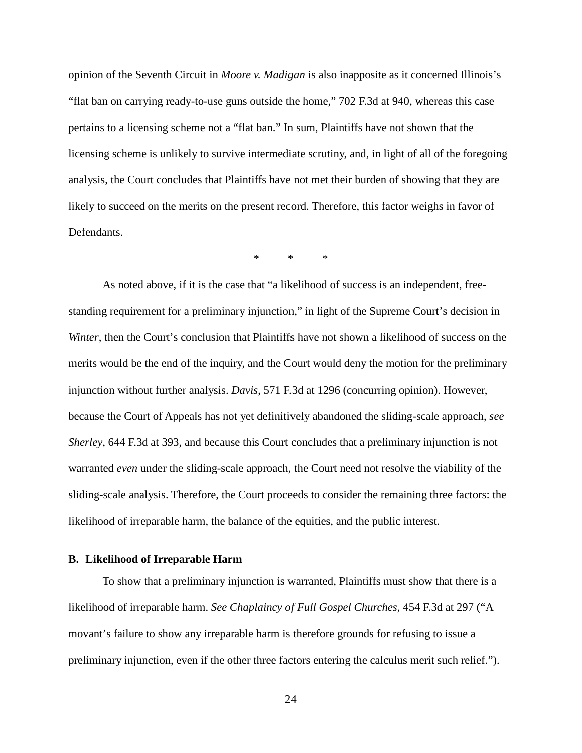opinion of the Seventh Circuit in *Moore v. Madigan* is also inapposite as it concerned Illinois's "flat ban on carrying ready-to-use guns outside the home," 702 F.3d at 940, whereas this case pertains to a licensing scheme not a "flat ban." In sum, Plaintiffs have not shown that the licensing scheme is unlikely to survive intermediate scrutiny, and, in light of all of the foregoing analysis, the Court concludes that Plaintiffs have not met their burden of showing that they are likely to succeed on the merits on the present record. Therefore, this factor weighs in favor of Defendants.

\* \* \*

As noted above, if it is the case that "a likelihood of success is an independent, free-standing requirement for a preliminary injunction," in light of the Supreme Court's decision in *Winter*, then the Court's conclusion that Plaintiffs have not shown a likelihood of success on the merits would be the end of the inquiry, and the Court would deny the motion for the preliminary injunction without further analysis. *Davis*, 571 F.3d at 1296 (concurring opinion). However, because the Court of Appeals has not yet definitively abandoned the sliding-scale approach, *see Sherley*, 644 F.3d at 393, and because this Court concludes that a preliminary injunction is not warranted *even* under the sliding-scale approach, the Court need not resolve the viability of the sliding-scale analysis. Therefore, the Court proceeds to consider the remaining three factors: the likelihood of irreparable harm, the balance of the equities, and the public interest.

### B. Likelihood of Irreparable Harm

To show that a preliminary injunction is warranted, Plaintiffs must show that there is a likelihood of irreparable harm. *See Chaplaincy of Full Gospel Churches*, 454 F.3d at 297 ("A movant's failure to show any irreparable harm is therefore grounds for refusing to issue a preliminary injunction, even if the other three factors entering the calculus merit such relief.").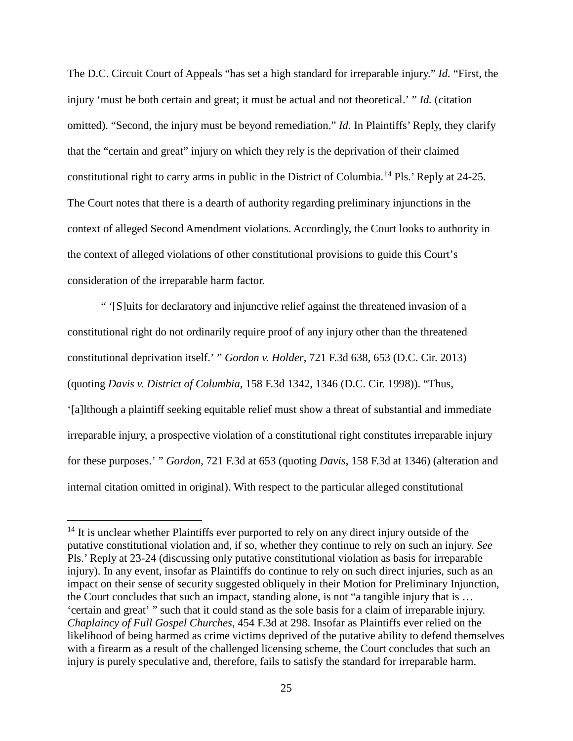The D.C. Circuit Court of Appeals "has set a high standard for irreparable injury." *Id.* "First, the injury 'must be both certain and great; it must be actual and not theoretical.' " *Id.* (citation omitted). "Second, the injury must be beyond remediation." *Id.* In Plaintiffs' Reply, they clarify that the "certain and great" injury on which they rely is the deprivation of their claimed constitutional right to carry arms in public in the District of Columbia.[14] Pls.' Reply at 24-25. The Court notes that there is a dearth of authority regarding preliminary injunctions in the context of alleged Second Amendment violations. Accordingly, the Court looks to authority in the context of alleged violations of other constitutional provisions to guide this Court's consideration of the irreparable harm factor.

" '[S]uits for declaratory and injunctive relief against the threatened invasion of a constitutional right do not ordinarily require proof of any injury other than the threatened constitutional deprivation itself.' " *Gordon v. Holder*, 721 F.3d 638, 653 (D.C. Cir. 2013) (quoting *Davis v. District of Columbia*, 158 F.3d 1342, 1346 (D.C. Cir. 1998)). "Thus, '[a]lthough a plaintiff seeking equitable relief must show a threat of substantial and immediate irreparable injury, a prospective violation of a constitutional right constitutes irreparable injury for these purposes.' " *Gordon*, 721 F.3d at 653 (quoting *Davis*, 158 F.3d at 1346) (alteration and internal citation omitted in original). With respect to the particular alleged constitutional

[14] It is unclear whether Plaintiffs ever purported to rely on any direct injury outside of the putative constitutional violation and, if so, whether they continue to rely on such an injury. *See* Pls.' Reply at 23-24 (discussing only putative constitutional violation as basis for irreparable injury). In any event, insofar as Plaintiffs do continue to rely on such direct injuries, such as an impact on their sense of security suggested obliquely in their Motion for Preliminary Injunction, the Court concludes that such an impact, standing alone, is not "a tangible injury that is … 'certain and great' " such that it could stand as the sole basis for a claim of irreparable injury. *Chaplaincy of Full Gospel Churches*, 454 F.3d at 298. Insofar as Plaintiffs ever relied on the likelihood of being harmed as crime victims deprived of the putative ability to defend themselves with a firearm as a result of the challenged licensing scheme, the Court concludes that such an injury is purely speculative and, therefore, fails to satisfy the standard for irreparable harm.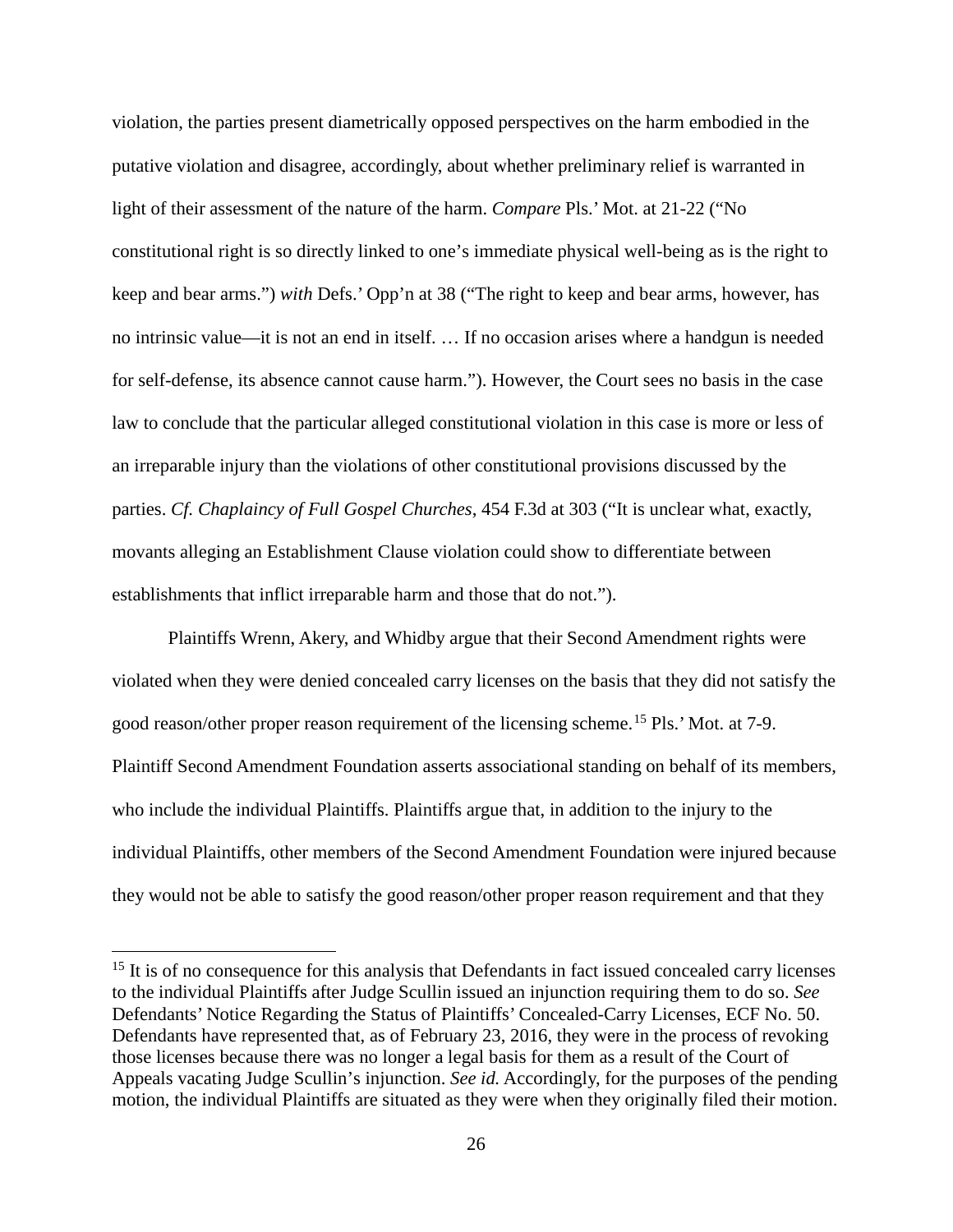violation, the parties present diametrically opposed perspectives on the harm embodied in the putative violation and disagree, accordingly, about whether preliminary relief is warranted in light of their assessment of the nature of the harm. *Compare* Pls.' Mot. at 21-22 ("No constitutional right is so directly linked to one's immediate physical well-being as is the right to keep and bear arms.") *with* Defs.' Opp'n at 38 ("The right to keep and bear arms, however, has no intrinsic value—it is not an end in itself. … If no occasion arises where a handgun is needed for self-defense, its absence cannot cause harm."). However, the Court sees no basis in the case law to conclude that the particular alleged constitutional violation in this case is more or less of an irreparable injury than the violations of other constitutional provisions discussed by the parties. *Cf. Chaplaincy of Full Gospel Churches*, 454 F.3d at 303 ("It is unclear what, exactly, movants alleging an Establishment Clause violation could show to differentiate between establishments that inflict irreparable harm and those that do not.").

Plaintiffs Wrenn, Akery, and Whidby argue that their Second Amendment rights were violated when they were denied concealed carry licenses on the basis that they did not satisfy the good reason/other proper reason requirement of the licensing scheme.[15] Pls.' Mot. at 7-9. Plaintiff Second Amendment Foundation asserts associational standing on behalf of its members, who include the individual Plaintiffs. Plaintiffs argue that, in addition to the injury to the individual Plaintiffs, other members of the Second Amendment Foundation were injured because they would not be able to satisfy the good reason/other proper reason requirement and that they

[15] It is of no consequence for this analysis that Defendants in fact issued concealed carry licenses to the individual Plaintiffs after Judge Scullin issued an injunction requiring them to do so. *See* Defendants' Notice Regarding the Status of Plaintiffs' Concealed-Carry Licenses, ECF No. 50. Defendants have represented that, as of February 23, 2016, they were in the process of revoking those licenses because there was no longer a legal basis for them as a result of the Court of Appeals vacating Judge Scullin's injunction. *See id.* Accordingly, for the purposes of the pending motion, the individual Plaintiffs are situated as they were when they originally filed their motion.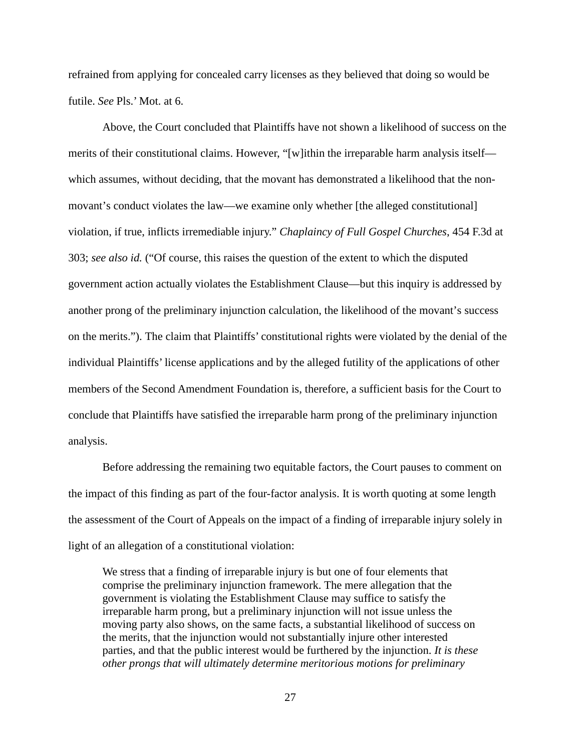refrained from applying for concealed carry licenses as they believed that doing so would be futile. *See* Pls.' Mot. at 6.

Above, the Court concluded that Plaintiffs have not shown a likelihood of success on the merits of their constitutional claims. However, "[w]ithin the irreparable harm analysis itself—which assumes, without deciding, that the movant has demonstrated a likelihood that the non-movant's conduct violates the law—we examine only whether [the alleged constitutional] violation, if true, inflicts irremediable injury." *Chaplaincy of Full Gospel Churches*, 454 F.3d at 303; *see also id.* ("Of course, this raises the question of the extent to which the disputed government action actually violates the Establishment Clause—but this inquiry is addressed by another prong of the preliminary injunction calculation, the likelihood of the movant's success on the merits."). The claim that Plaintiffs' constitutional rights were violated by the denial of the individual Plaintiffs' license applications and by the alleged futility of the applications of other members of the Second Amendment Foundation is, therefore, a sufficient basis for the Court to conclude that Plaintiffs have satisfied the irreparable harm prong of the preliminary injunction analysis.

Before addressing the remaining two equitable factors, the Court pauses to comment on the impact of this finding as part of the four-factor analysis. It is worth quoting at some length the assessment of the Court of Appeals on the impact of a finding of irreparable injury solely in light of an allegation of a constitutional violation:

> We stress that a finding of irreparable injury is but one of four elements that comprise the preliminary injunction framework. The mere allegation that the government is violating the Establishment Clause may suffice to satisfy the irreparable harm prong, but a preliminary injunction will not issue unless the moving party also shows, on the same facts, a substantial likelihood of success on the merits, that the injunction would not substantially injure other interested parties, and that the public interest would be furthered by the injunction. *It is these other prongs that will ultimately determine meritorious motions for preliminary*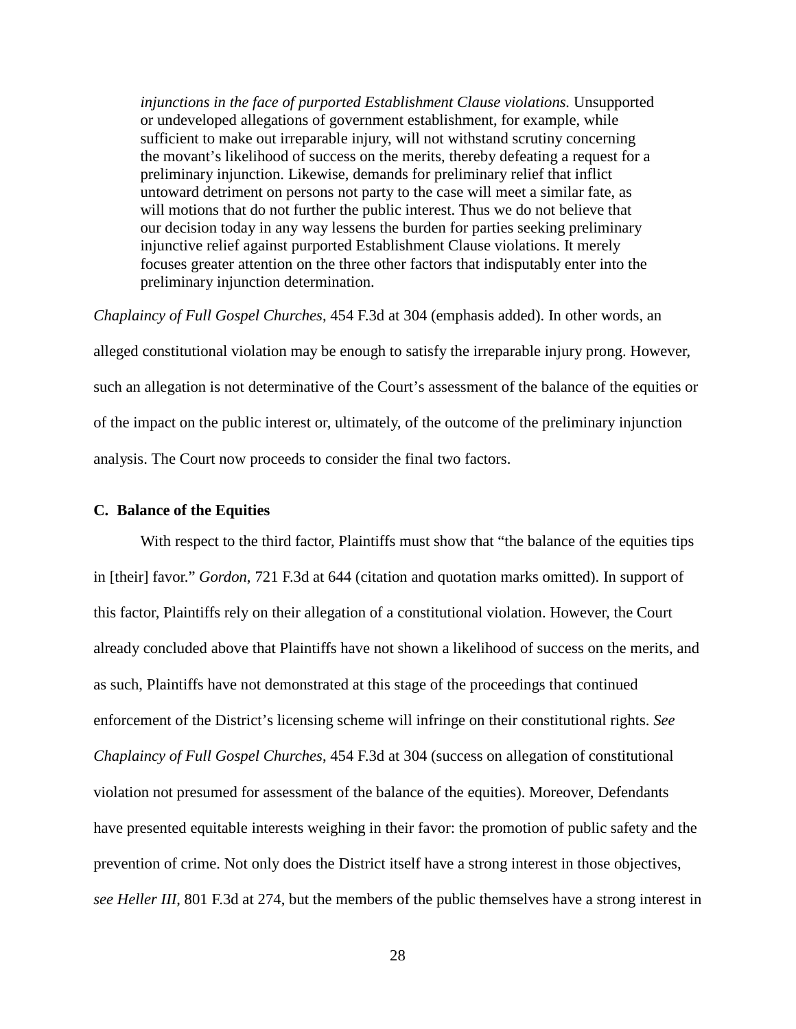> *injunctions in the face of purported Establishment Clause violations.* Unsupported or undeveloped allegations of government establishment, for example, while sufficient to make out irreparable injury, will not withstand scrutiny concerning the movant's likelihood of success on the merits, thereby defeating a request for a preliminary injunction. Likewise, demands for preliminary relief that inflict untoward detriment on persons not party to the case will meet a similar fate, as will motions that do not further the public interest. Thus we do not believe that our decision today in any way lessens the burden for parties seeking preliminary injunctive relief against purported Establishment Clause violations. It merely focuses greater attention on the three other factors that indisputably enter into the preliminary injunction determination.

*Chaplaincy of Full Gospel Churches*, 454 F.3d at 304 (emphasis added). In other words, an alleged constitutional violation may be enough to satisfy the irreparable injury prong. However, such an allegation is not determinative of the Court's assessment of the balance of the equities or of the impact on the public interest or, ultimately, of the outcome of the preliminary injunction analysis. The Court now proceeds to consider the final two factors.

### C. Balance of the Equities

With respect to the third factor, Plaintiffs must show that "the balance of the equities tips in [their] favor." *Gordon*, 721 F.3d at 644 (citation and quotation marks omitted). In support of this factor, Plaintiffs rely on their allegation of a constitutional violation. However, the Court already concluded above that Plaintiffs have not shown a likelihood of success on the merits, and as such, Plaintiffs have not demonstrated at this stage of the proceedings that continued enforcement of the District's licensing scheme will infringe on their constitutional rights. *See Chaplaincy of Full Gospel Churches*, 454 F.3d at 304 (success on allegation of constitutional violation not presumed for assessment of the balance of the equities). Moreover, Defendants have presented equitable interests weighing in their favor: the promotion of public safety and the prevention of crime. Not only does the District itself have a strong interest in those objectives, *see Heller III*, 801 F.3d at 274, but the members of the public themselves have a strong interest in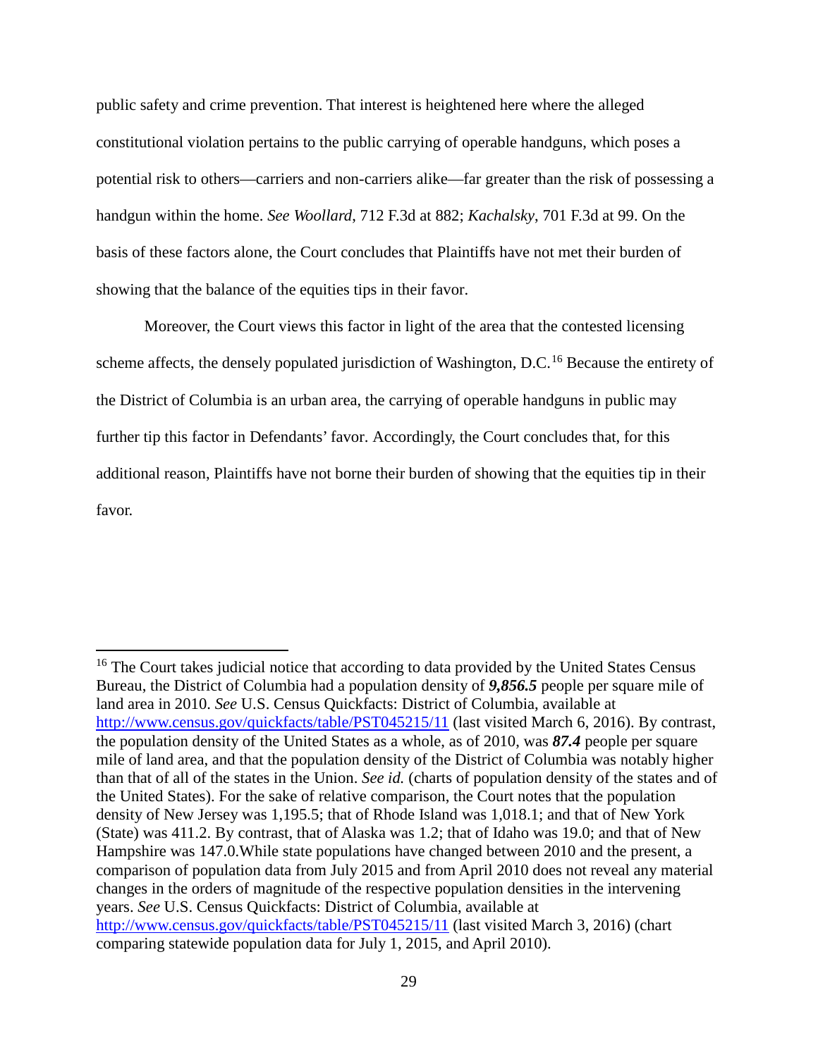public safety and crime prevention. That interest is heightened here where the alleged constitutional violation pertains to the public carrying of operable handguns, which poses a potential risk to others—carriers and non-carriers alike—far greater than the risk of possessing a handgun within the home. *See Woollard*, 712 F.3d at 882; *Kachalsky*, 701 F.3d at 99. On the basis of these factors alone, the Court concludes that Plaintiffs have not met their burden of showing that the balance of the equities tips in their favor.

Moreover, the Court views this factor in light of the area that the contested licensing scheme affects, the densely populated jurisdiction of Washington, D.C.[16] Because the entirety of the District of Columbia is an urban area, the carrying of operable handguns in public may further tip this factor in Defendants' favor. Accordingly, the Court concludes that, for this additional reason, Plaintiffs have not borne their burden of showing that the equities tip in their favor.

---

[16] The Court takes judicial notice that according to data provided by the United States Census Bureau, the District of Columbia had a population density of ***9,856.5*** people per square mile of land area in 2010. *See* U.S. Census Quickfacts: District of Columbia, available at http://www.census.gov/quickfacts/table/PST045215/11 (last visited March 6, 2016). By contrast, the population density of the United States as a whole, as of 2010, was ***87.4*** people per square mile of land area, and that the population density of the District of Columbia was notably higher than that of all of the states in the Union. *See id.* (charts of population density of the states and of the United States). For the sake of relative comparison, the Court notes that the population density of New Jersey was 1,195.5; that of Rhode Island was 1,018.1; and that of New York (State) was 411.2. By contrast, that of Alaska was 1.2; that of Idaho was 19.0; and that of New Hampshire was 147.0.While state populations have changed between 2010 and the present, a comparison of population data from July 2015 and from April 2010 does not reveal any material changes in the orders of magnitude of the respective population densities in the intervening years. *See* U.S. Census Quickfacts: District of Columbia, available at http://www.census.gov/quickfacts/table/PST045215/11 (last visited March 3, 2016) (chart comparing statewide population data for July 1, 2015, and April 2010).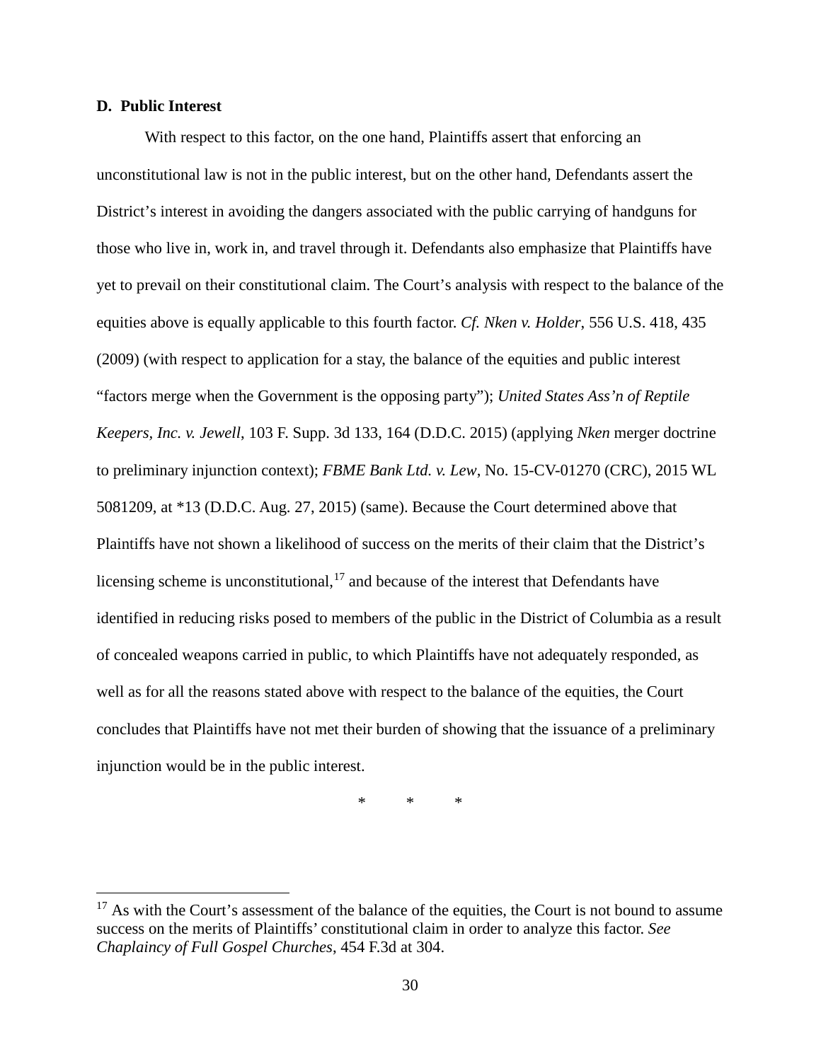### D. Public Interest

With respect to this factor, on the one hand, Plaintiffs assert that enforcing an unconstitutional law is not in the public interest, but on the other hand, Defendants assert the District's interest in avoiding the dangers associated with the public carrying of handguns for those who live in, work in, and travel through it. Defendants also emphasize that Plaintiffs have yet to prevail on their constitutional claim. The Court's analysis with respect to the balance of the equities above is equally applicable to this fourth factor. *Cf. Nken v. Holder*, 556 U.S. 418, 435 (2009) (with respect to application for a stay, the balance of the equities and public interest "factors merge when the Government is the opposing party"); *United States Ass'n of Reptile Keepers, Inc. v. Jewell*, 103 F. Supp. 3d 133, 164 (D.D.C. 2015) (applying *Nken* merger doctrine to preliminary injunction context); *FBME Bank Ltd. v. Lew*, No. 15-CV-01270 (CRC), 2015 WL 5081209, at *13 (D.D.C. Aug. 27, 2015) (same). Because the Court determined above that Plaintiffs have not shown a likelihood of success on the merits of their claim that the District's licensing scheme is unconstitutional,[17] and because of the interest that Defendants have identified in reducing risks posed to members of the public in the District of Columbia as a result of concealed weapons carried in public, to which Plaintiffs have not adequately responded, as well as for all the reasons stated above with respect to the balance of the equities, the Court concludes that Plaintiffs have not met their burden of showing that the issuance of a preliminary injunction would be in the public interest.

\* \* \*

---

[17] As with the Court's assessment of the balance of the equities, the Court is not bound to assume success on the merits of Plaintiffs' constitutional claim in order to analyze this factor. *See Chaplaincy of Full Gospel Churches*, 454 F.3d at 304.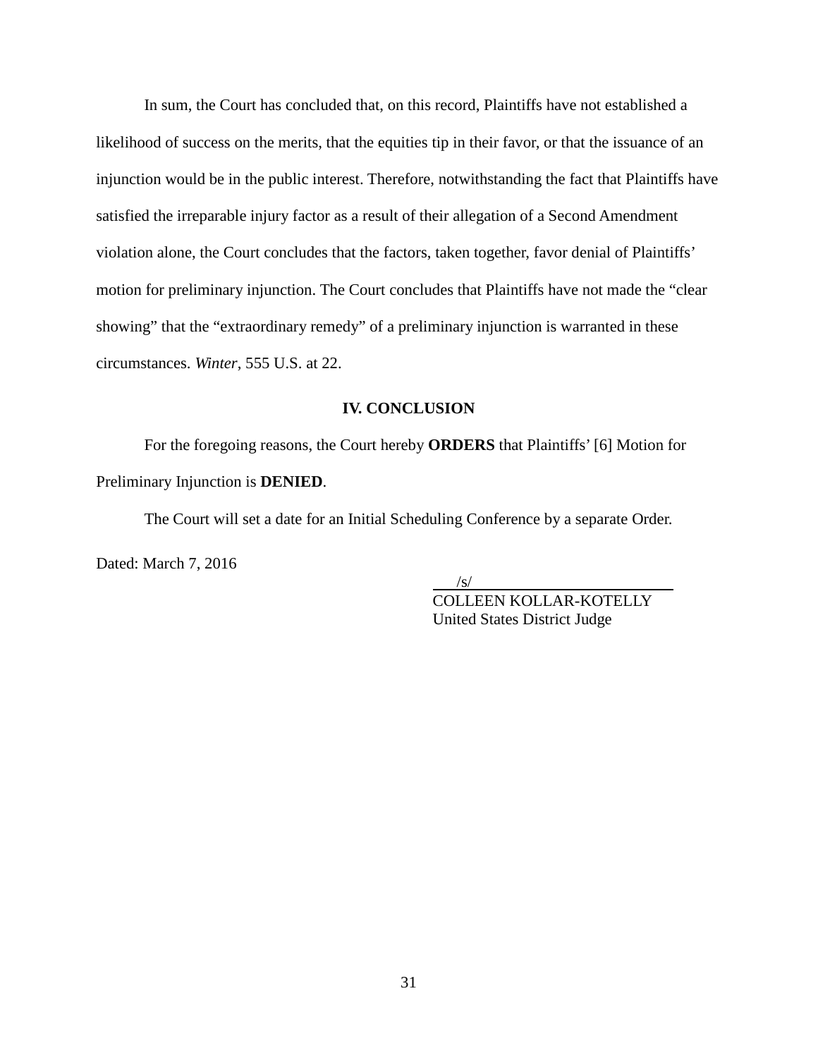In sum, the Court has concluded that, on this record, Plaintiffs have not established a likelihood of success on the merits, that the equities tip in their favor, or that the issuance of an injunction would be in the public interest. Therefore, notwithstanding the fact that Plaintiffs have satisfied the irreparable injury factor as a result of their allegation of a Second Amendment violation alone, the Court concludes that the factors, taken together, favor denial of Plaintiffs' motion for preliminary injunction. The Court concludes that Plaintiffs have not made the "clear showing" that the "extraordinary remedy" of a preliminary injunction is warranted in these circumstances. *Winter*, 555 U.S. at 22.

## IV. CONCLUSION

For the foregoing reasons, the Court hereby **ORDERS** that Plaintiffs' [6] Motion for Preliminary Injunction is **DENIED**.

The Court will set a date for an Initial Scheduling Conference by a separate Order.

Dated: March 7, 2016

/s/

COLLEEN KOLLAR-KOTELLY
United States District Judge